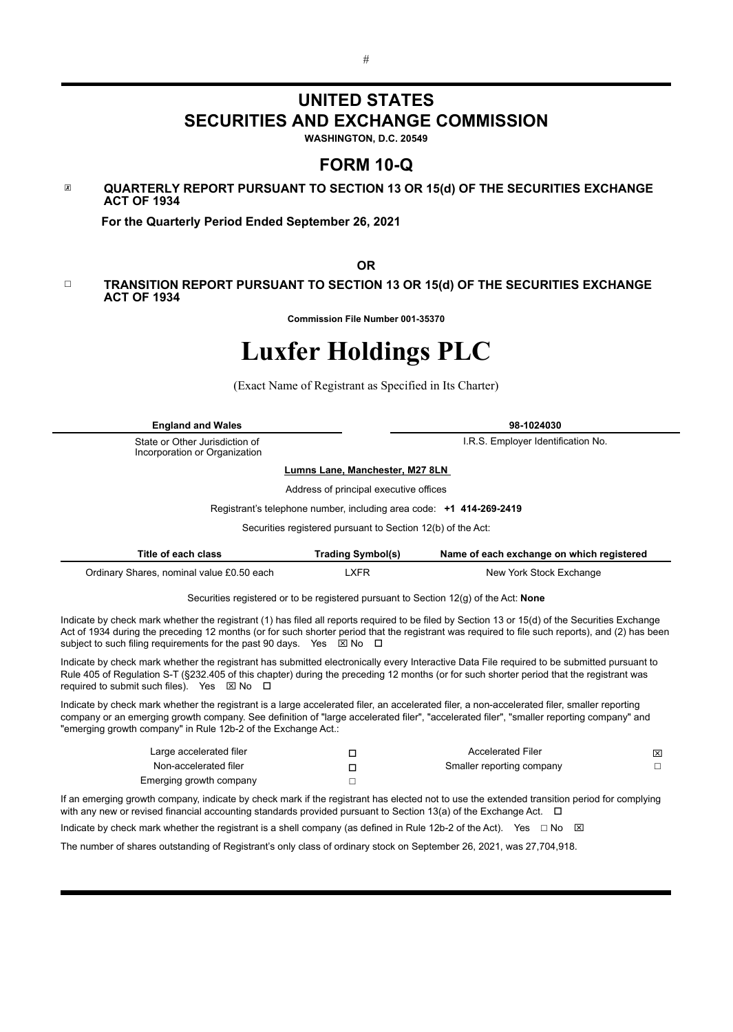# UNITED STATES
# SECURITIES AND EXCHANGE COMMISSION

**WASHINGTON, D.C. 20549**

## FORM 10-Q

☒ **QUARTERLY REPORT PURSUANT TO SECTION 13 OR 15(d) OF THE SECURITIES EXCHANGE ACT OF 1934**

**For the Quarterly Period Ended September 26, 2021**

**OR**

☐ **TRANSITION REPORT PURSUANT TO SECTION 13 OR 15(d) OF THE SECURITIES EXCHANGE ACT OF 1934**

**Commission File Number 001-35370**

# Luxfer Holdings PLC

(Exact Name of Registrant as Specified in Its Charter)

| **England and Wales** | **98-1024030** |
|---|---|
| State or Other Jurisdiction of Incorporation or Organization | I.R.S. Employer Identification No. |

**Lumns Lane, Manchester, M27 8LN**

Address of principal executive offices

Registrant's telephone number, including area code: **+1 414-269-2419**

Securities registered pursuant to Section 12(b) of the Act:

| Title of each class | Trading Symbol(s) | Name of each exchange on which registered |
|---|---|---|
| Ordinary Shares, nominal value £0.50 each | LXFR | New York Stock Exchange |

Securities registered or to be registered pursuant to Section 12(g) of the Act: **None**

Indicate by check mark whether the registrant (1) has filed all reports required to be filed by Section 13 or 15(d) of the Securities Exchange Act of 1934 during the preceding 12 months (or for such shorter period that the registrant was required to file such reports), and (2) has been subject to such filing requirements for the past 90 days. Yes ☒ No ☐

Indicate by check mark whether the registrant has submitted electronically every Interactive Data File required to be submitted pursuant to Rule 405 of Regulation S-T (§232.405 of this chapter) during the preceding 12 months (or for such shorter period that the registrant was required to submit such files). Yes ☒ No ☐

Indicate by check mark whether the registrant is a large accelerated filer, an accelerated filer, a non-accelerated filer, smaller reporting company or an emerging growth company. See definition of "large accelerated filer", "accelerated filer", "smaller reporting company" and "emerging growth company" in Rule 12b-2 of the Exchange Act.:

| | | | |
|---|---|---|---|
| Large accelerated filer | ☐ | Accelerated Filer | ☒ |
| Non-accelerated filer | ☐ | Smaller reporting company | ☐ |
| Emerging growth company | ☐ | | |

If an emerging growth company, indicate by check mark if the registrant has elected not to use the extended transition period for complying with any new or revised financial accounting standards provided pursuant to Section 13(a) of the Exchange Act. ☐

Indicate by check mark whether the registrant is a shell company (as defined in Rule 12b-2 of the Act). Yes ☐ No ☒

The number of shares outstanding of Registrant's only class of ordinary stock on September 26, 2021, was 27,704,918.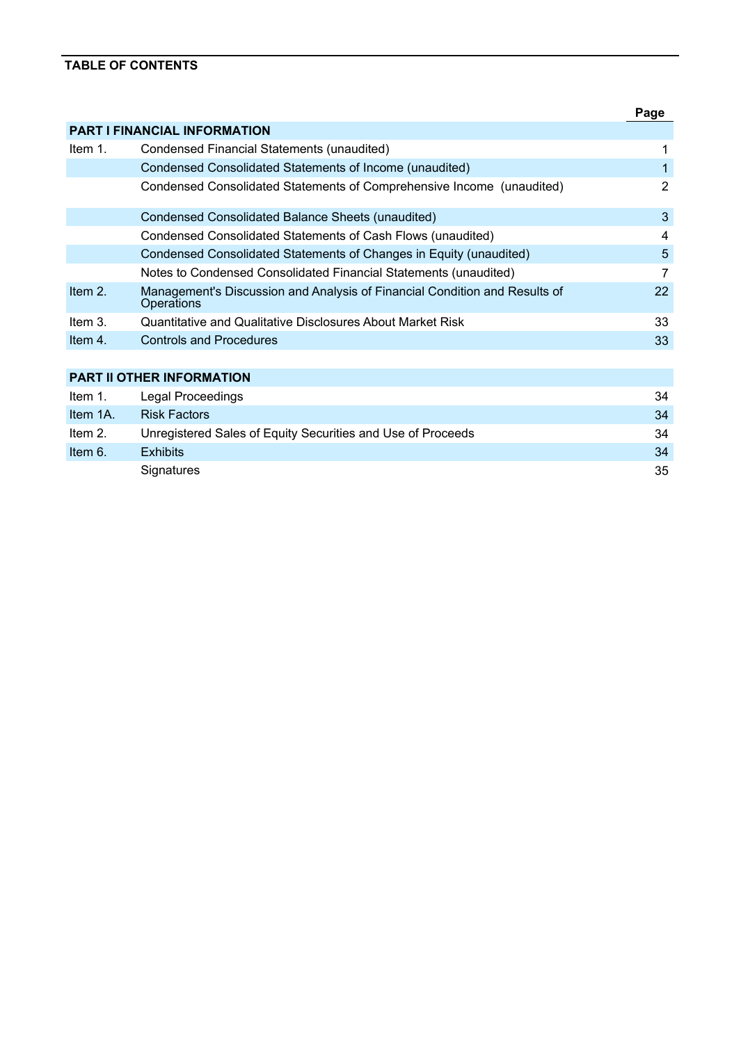**TABLE OF CONTENTS**

| | | Page |
|---|---|---|
| **PART I FINANCIAL INFORMATION** | | |
| Item 1. | Condensed Financial Statements (unaudited) | 1 |
| | Condensed Consolidated Statements of Income (unaudited) | 1 |
| | Condensed Consolidated Statements of Comprehensive Income (unaudited) | 2 |
| | Condensed Consolidated Balance Sheets (unaudited) | 3 |
| | Condensed Consolidated Statements of Cash Flows (unaudited) | 4 |
| | Condensed Consolidated Statements of Changes in Equity (unaudited) | 5 |
| | Notes to Condensed Consolidated Financial Statements (unaudited) | 7 |
| Item 2. | Management's Discussion and Analysis of Financial Condition and Results of Operations | 22 |
| Item 3. | Quantitative and Qualitative Disclosures About Market Risk | 33 |
| Item 4. | Controls and Procedures | 33 |
| **PART II OTHER INFORMATION** | | |
| Item 1. | Legal Proceedings | 34 |
| Item 1A. | Risk Factors | 34 |
| Item 2. | Unregistered Sales of Equity Securities and Use of Proceeds | 34 |
| Item 6. | Exhibits | 34 |
| | Signatures | 35 |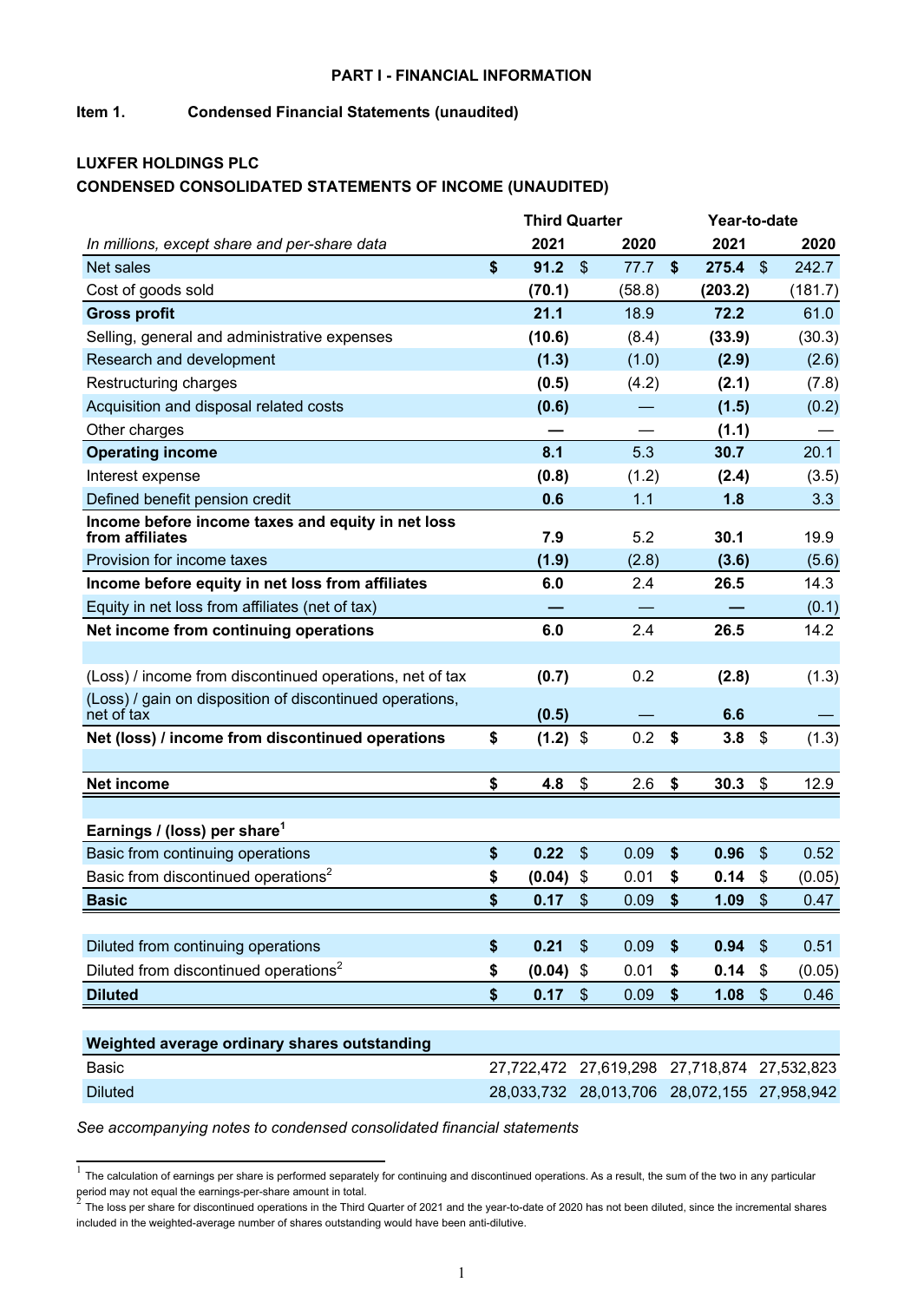**PART I - FINANCIAL INFORMATION**

**Item 1. Condensed Financial Statements (unaudited)**

**LUXFER HOLDINGS PLC**

**CONDENSED CONSOLIDATED STATEMENTS OF INCOME (UNAUDITED)**

| *In millions, except share and per-share data* | Third Quarter 2021 | Third Quarter 2020 | Year-to-date 2021 | Year-to-date 2020 |
|---|---|---|---|---|
| Net sales | **$ 91.2** | $ 77.7 | **$ 275.4** | $ 242.7 |
| Cost of goods sold | **(70.1)** | (58.8) | **(203.2)** | (181.7) |
| **Gross profit** | **21.1** | 18.9 | **72.2** | 61.0 |
| Selling, general and administrative expenses | **(10.6)** | (8.4) | **(33.9)** | (30.3) |
| Research and development | **(1.3)** | (1.0) | **(2.9)** | (2.6) |
| Restructuring charges | **(0.5)** | (4.2) | **(2.1)** | (7.8) |
| Acquisition and disposal related costs | **(0.6)** | — | **(1.5)** | (0.2) |
| Other charges | **—** | — | **(1.1)** | — |
| **Operating income** | **8.1** | 5.3 | **30.7** | 20.1 |
| Interest expense | **(0.8)** | (1.2) | **(2.4)** | (3.5) |
| Defined benefit pension credit | **0.6** | 1.1 | **1.8** | 3.3 |
| **Income before income taxes and equity in net loss from affiliates** | **7.9** | 5.2 | **30.1** | 19.9 |
| Provision for income taxes | **(1.9)** | (2.8) | **(3.6)** | (5.6) |
| **Income before equity in net loss from affiliates** | **6.0** | 2.4 | **26.5** | 14.3 |
| Equity in net loss from affiliates (net of tax) | **—** | — | **—** | (0.1) |
| **Net income from continuing operations** | **6.0** | 2.4 | **26.5** | 14.2 |
| | | | | |
| (Loss) / income from discontinued operations, net of tax | **(0.7)** | 0.2 | **(2.8)** | (1.3) |
| (Loss) / gain on disposition of discontinued operations, net of tax | **(0.5)** | — | **6.6** | — |
| **Net (loss) / income from discontinued operations** | **$ (1.2)** | $ 0.2 | **$ 3.8** | $ (1.3) |
| | | | | |
| **Net income** | **$ 4.8** | $ 2.6 | **$ 30.3** | $ 12.9 |
| | | | | |
| **Earnings / (loss) per share[1]** | | | | |
| Basic from continuing operations | **$ 0.22** | $ 0.09 | **$ 0.96** | $ 0.52 |
| Basic from discontinued operations[2] | **$ (0.04)** | $ 0.01 | **$ 0.14** | $ (0.05) |
| **Basic** | **$ 0.17** | $ 0.09 | **$ 1.09** | $ 0.47 |
| | | | | |
| Diluted from continuing operations | **$ 0.21** | $ 0.09 | **$ 0.94** | $ 0.51 |
| Diluted from discontinued operations[2] | **$ (0.04)** | $ 0.01 | **$ 0.14** | $ (0.05) |
| **Diluted** | **$ 0.17** | $ 0.09 | **$ 1.08** | $ 0.46 |
| | | | | |
| **Weighted average ordinary shares outstanding** | | | | |
| Basic | 27,722,472 | 27,619,298 | 27,718,874 | 27,532,823 |
| Diluted | 28,033,732 | 28,013,706 | 28,072,155 | 27,958,942 |

*See accompanying notes to condensed consolidated financial statements*

[1] The calculation of earnings per share is performed separately for continuing and discontinued operations. As a result, the sum of the two in any particular period may not equal the earnings-per-share amount in total.

[2] The loss per share for discontinued operations in the Third Quarter of 2021 and the year-to-date of 2020 has not been diluted, since the incremental shares included in the weighted-average number of shares outstanding would have been anti-dilutive.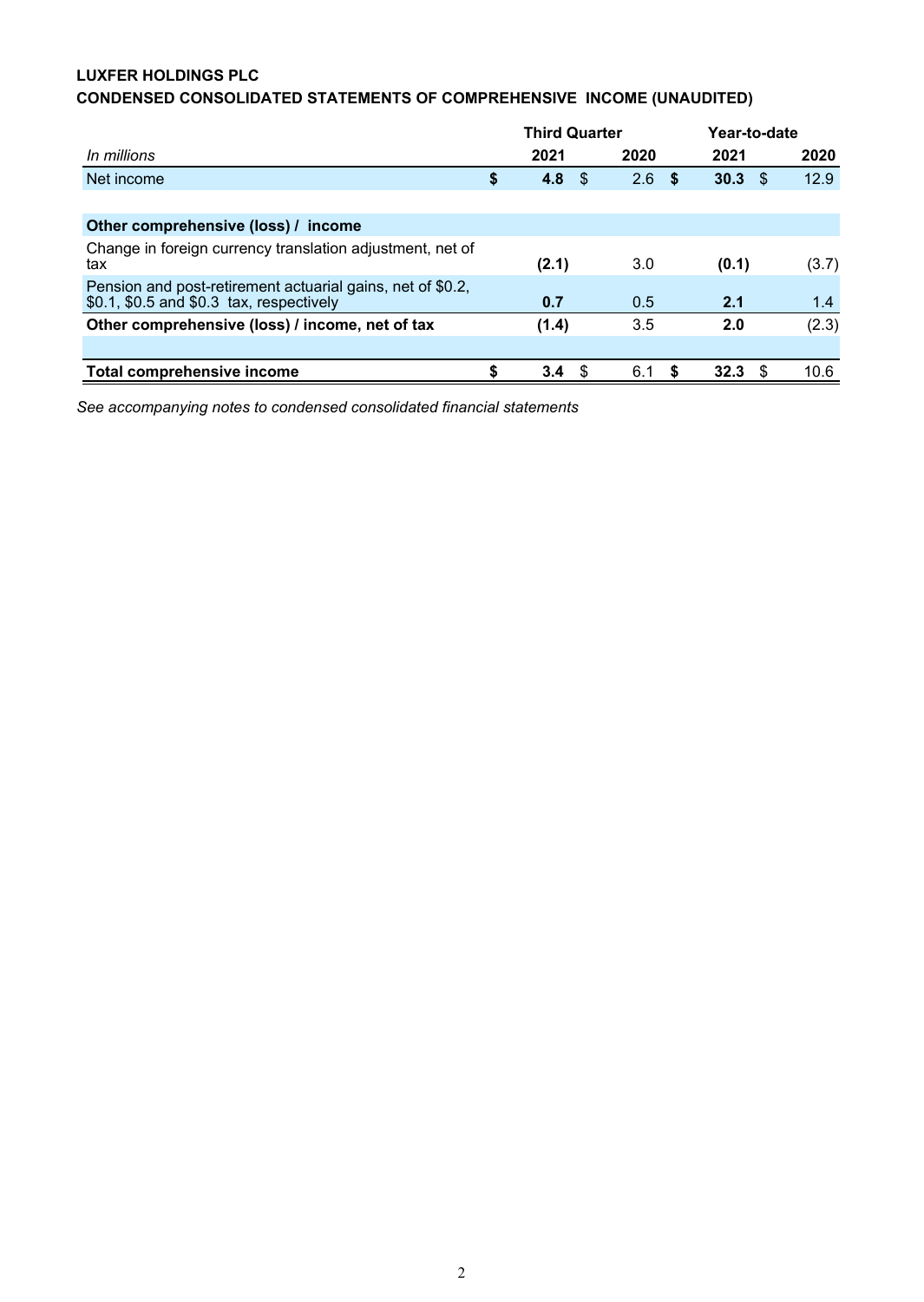**LUXFER HOLDINGS PLC**
**CONDENSED CONSOLIDATED STATEMENTS OF COMPREHENSIVE INCOME (UNAUDITED)**

| *In millions* | Third Quarter 2021 | Third Quarter 2020 | Year-to-date 2021 | Year-to-date 2020 |
|---|---|---|---|---|
| Net income | **$ 4.8** | $ 2.6 | **$ 30.3** | $ 12.9 |
| | | | | |
| **Other comprehensive (loss) / income** | | | | |
| Change in foreign currency translation adjustment, net of tax | **(2.1)** | 3.0 | **(0.1)** | (3.7) |
| Pension and post-retirement actuarial gains, net of $0.2, $0.1, $0.5 and $0.3 tax, respectively | **0.7** | 0.5 | **2.1** | 1.4 |
| **Other comprehensive (loss) / income, net of tax** | **(1.4)** | 3.5 | **2.0** | (2.3) |
| | | | | |
| **Total comprehensive income** | **$ 3.4** | $ 6.1 | **$ 32.3** | $ 10.6 |

*See accompanying notes to condensed consolidated financial statements*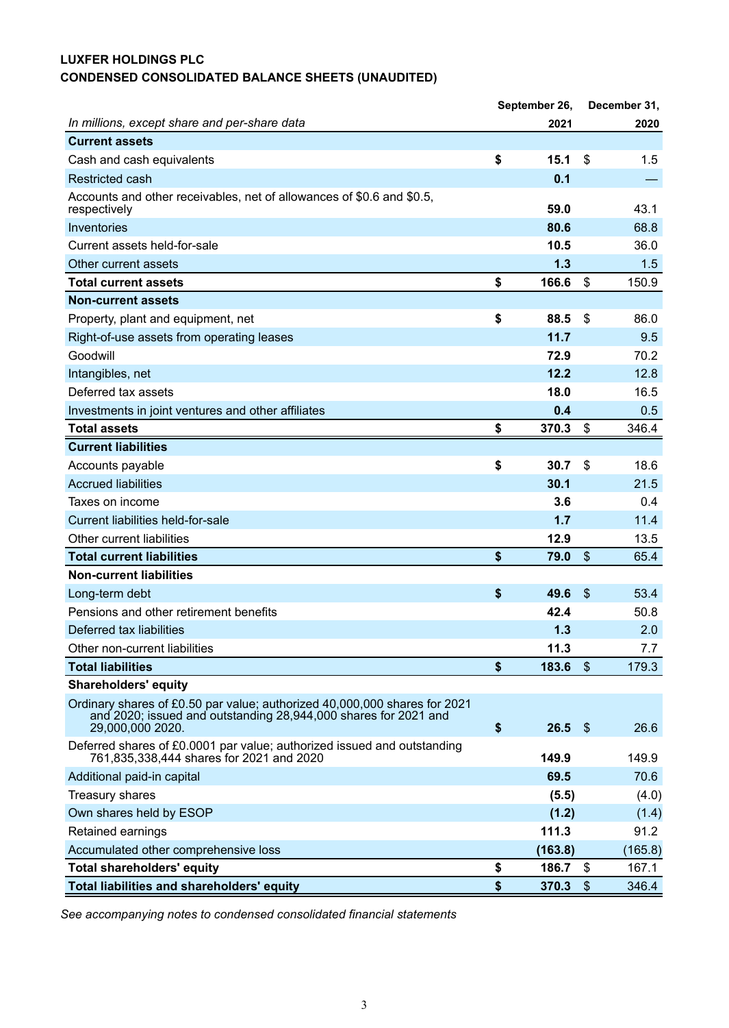**LUXFER HOLDINGS PLC**
**CONDENSED CONSOLIDATED BALANCE SHEETS (UNAUDITED)**

| *In millions, except share and per-share data* | September 26, 2021 | December 31, 2020 |
|---|---|---|
| **Current assets** | | |
| Cash and cash equivalents | **$ 15.1** | $ 1.5 |
| Restricted cash | **0.1** | — |
| Accounts and other receivables, net of allowances of $0.6 and $0.5, respectively | **59.0** | 43.1 |
| Inventories | **80.6** | 68.8 |
| Current assets held-for-sale | **10.5** | 36.0 |
| Other current assets | **1.3** | 1.5 |
| **Total current assets** | **$ 166.6** | $ 150.9 |
| **Non-current assets** | | |
| Property, plant and equipment, net | **$ 88.5** | $ 86.0 |
| Right-of-use assets from operating leases | **11.7** | 9.5 |
| Goodwill | **72.9** | 70.2 |
| Intangibles, net | **12.2** | 12.8 |
| Deferred tax assets | **18.0** | 16.5 |
| Investments in joint ventures and other affiliates | **0.4** | 0.5 |
| **Total assets** | **$ 370.3** | $ 346.4 |
| **Current liabilities** | | |
| Accounts payable | **$ 30.7** | $ 18.6 |
| Accrued liabilities | **30.1** | 21.5 |
| Taxes on income | **3.6** | 0.4 |
| Current liabilities held-for-sale | **1.7** | 11.4 |
| Other current liabilities | **12.9** | 13.5 |
| **Total current liabilities** | **$ 79.0** | $ 65.4 |
| **Non-current liabilities** | | |
| Long-term debt | **$ 49.6** | $ 53.4 |
| Pensions and other retirement benefits | **42.4** | 50.8 |
| Deferred tax liabilities | **1.3** | 2.0 |
| Other non-current liabilities | **11.3** | 7.7 |
| **Total liabilities** | **$ 183.6** | $ 179.3 |
| **Shareholders' equity** | | |
| Ordinary shares of £0.50 par value; authorized 40,000,000 shares for 2021 and 2020; issued and outstanding 28,944,000 shares for 2021 and 29,000,000 2020. | **$ 26.5** | $ 26.6 |
| Deferred shares of £0.0001 par value; authorized issued and outstanding 761,835,338,444 shares for 2021 and 2020 | **149.9** | 149.9 |
| Additional paid-in capital | **69.5** | 70.6 |
| Treasury shares | **(5.5)** | (4.0) |
| Own shares held by ESOP | **(1.2)** | (1.4) |
| Retained earnings | **111.3** | 91.2 |
| Accumulated other comprehensive loss | **(163.8)** | (165.8) |
| **Total shareholders' equity** | **$ 186.7** | $ 167.1 |
| **Total liabilities and shareholders' equity** | **$ 370.3** | $ 346.4 |

*See accompanying notes to condensed consolidated financial statements*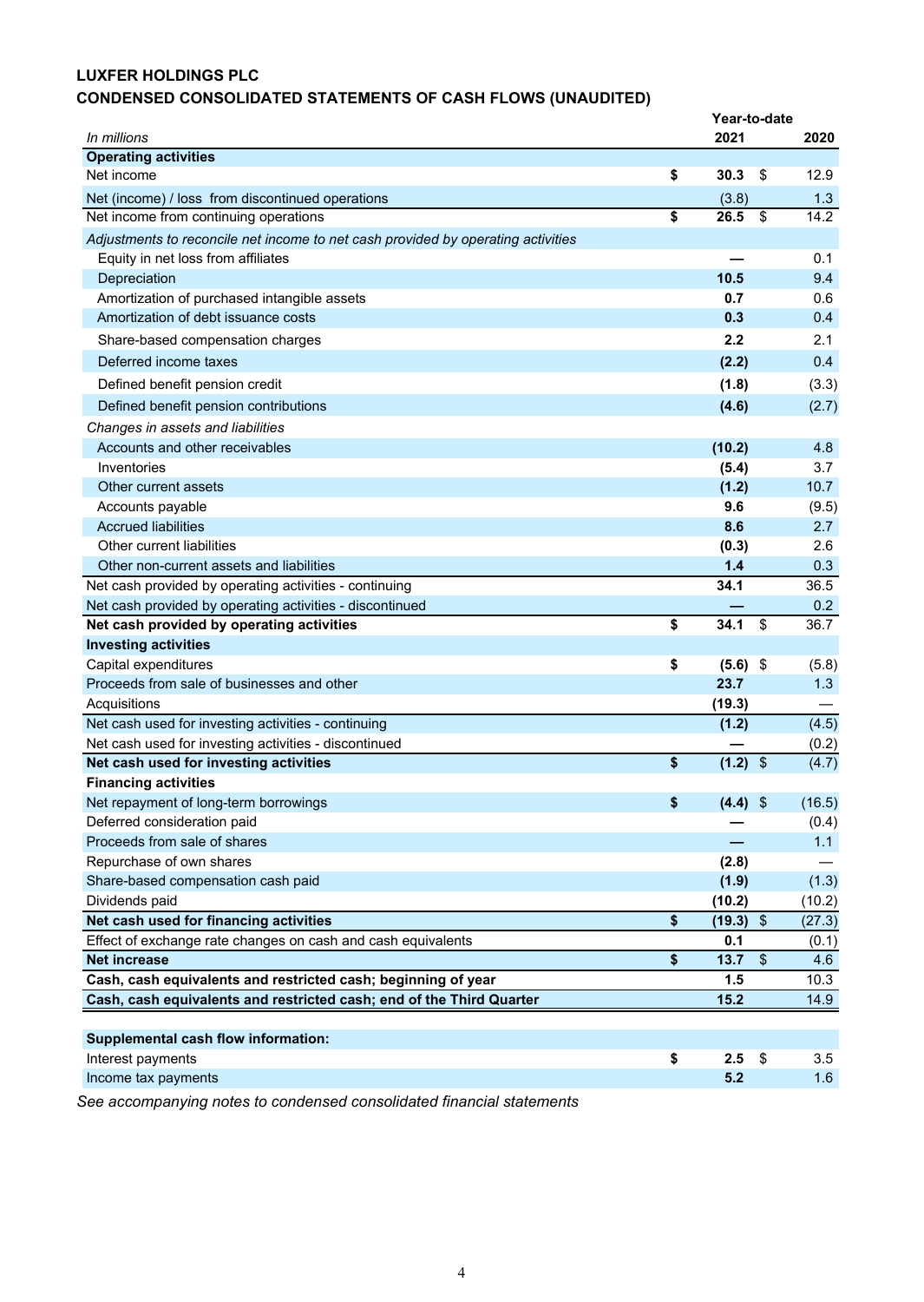**LUXFER HOLDINGS PLC**

**CONDENSED CONSOLIDATED STATEMENTS OF CASH FLOWS (UNAUDITED)**

| *In millions* | Year-to-date 2021 | 2020 |
|---|---|---|
| **Operating activities** | | |
| Net income | **$ 30.3** | $ 12.9 |
| Net (income) / loss from discontinued operations | (3.8) | 1.3 |
| Net income from continuing operations | **$ 26.5** | $ 14.2 |
| *Adjustments to reconcile net income to net cash provided by operating activities* | | |
| Equity in net loss from affiliates | **—** | 0.1 |
| Depreciation | **10.5** | 9.4 |
| Amortization of purchased intangible assets | **0.7** | 0.6 |
| Amortization of debt issuance costs | **0.3** | 0.4 |
| Share-based compensation charges | **2.2** | 2.1 |
| Deferred income taxes | **(2.2)** | 0.4 |
| Defined benefit pension credit | **(1.8)** | (3.3) |
| Defined benefit pension contributions | **(4.6)** | (2.7) |
| *Changes in assets and liabilities* | | |
| Accounts and other receivables | **(10.2)** | 4.8 |
| Inventories | **(5.4)** | 3.7 |
| Other current assets | **(1.2)** | 10.7 |
| Accounts payable | **9.6** | (9.5) |
| Accrued liabilities | **8.6** | 2.7 |
| Other current liabilities | **(0.3)** | 2.6 |
| Other non-current assets and liabilities | **1.4** | 0.3 |
| Net cash provided by operating activities - continuing | **34.1** | 36.5 |
| Net cash provided by operating activities - discontinued | **—** | 0.2 |
| **Net cash provided by operating activities** | **$ 34.1** | $ 36.7 |
| **Investing activities** | | |
| Capital expenditures | **$ (5.6)** | $ (5.8) |
| Proceeds from sale of businesses and other | **23.7** | 1.3 |
| Acquisitions | **(19.3)** | — |
| Net cash used for investing activities - continuing | **(1.2)** | (4.5) |
| Net cash used for investing activities - discontinued | **—** | (0.2) |
| **Net cash used for investing activities** | **$ (1.2)** | $ (4.7) |
| **Financing activities** | | |
| Net repayment of long-term borrowings | **$ (4.4)** | $ (16.5) |
| Deferred consideration paid | **—** | (0.4) |
| Proceeds from sale of shares | **—** | 1.1 |
| Repurchase of own shares | **(2.8)** | — |
| Share-based compensation cash paid | **(1.9)** | (1.3) |
| Dividends paid | **(10.2)** | (10.2) |
| **Net cash used for financing activities** | **$ (19.3)** | $ (27.3) |
| Effect of exchange rate changes on cash and cash equivalents | **0.1** | (0.1) |
| **Net increase** | **$ 13.7** | $ 4.6 |
| **Cash, cash equivalents and restricted cash; beginning of year** | **1.5** | 10.3 |
| **Cash, cash equivalents and restricted cash; end of the Third Quarter** | **15.2** | 14.9 |
| | | |
| **Supplemental cash flow information:** | | |
| Interest payments | **$ 2.5** | $ 3.5 |
| Income tax payments | **5.2** | 1.6 |

*See accompanying notes to condensed consolidated financial statements*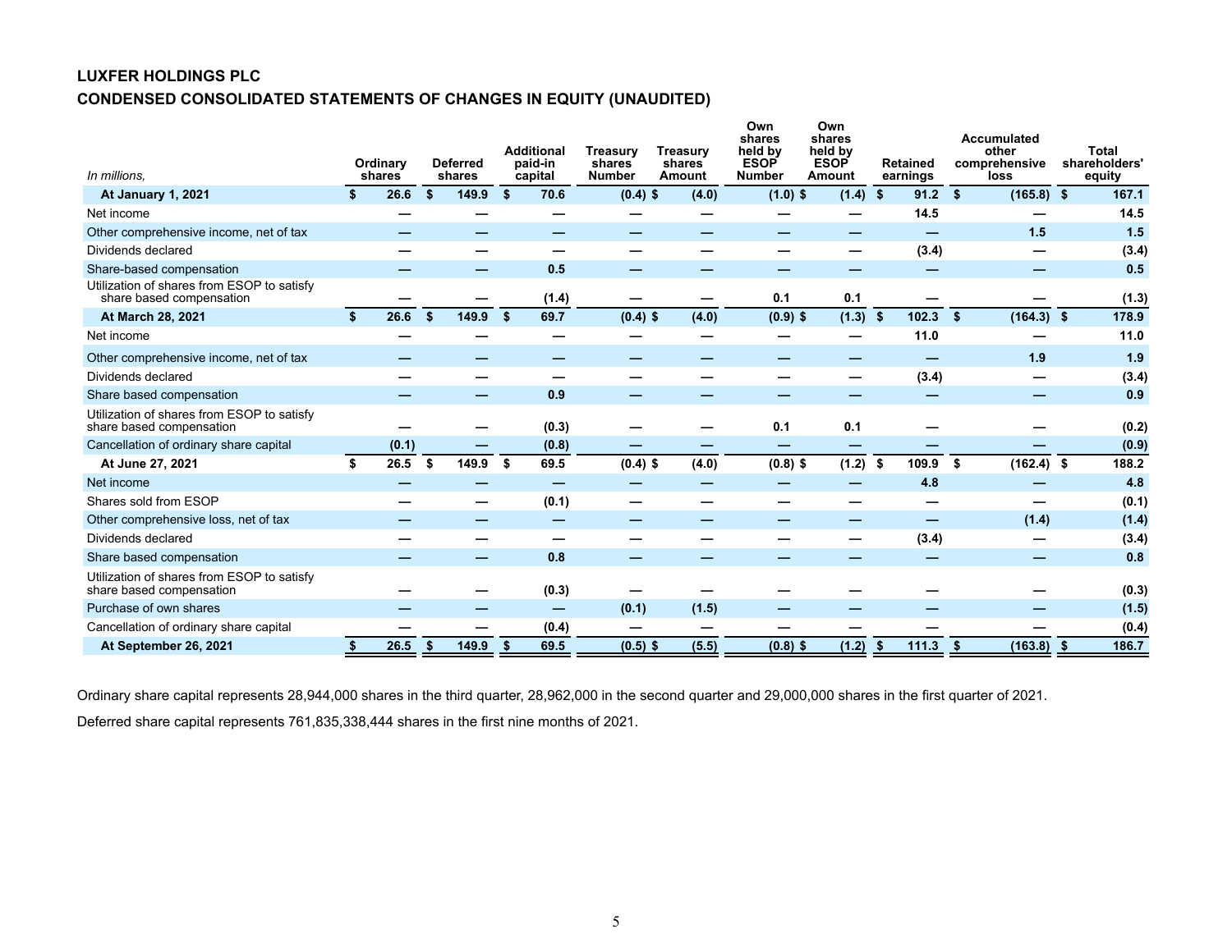**LUXFER HOLDINGS PLC**

**CONDENSED CONSOLIDATED STATEMENTS OF CHANGES IN EQUITY (UNAUDITED)**

| *In millions,* | Ordinary shares | Deferred shares | Additional paid-in capital | Treasury shares Number | Treasury shares Amount | Own shares held by ESOP Number | Own shares held by ESOP Amount | Retained earnings | Accumulated other comprehensive loss | Total shareholders' equity |
|---|---|---|---|---|---|---|---|---|---|---|
| **At January 1, 2021** | **$ 26.6** | **$ 149.9** | **$ 70.6** | **(0.4)** | **$ (4.0)** | **(1.0)** | **$ (1.4)** | **$ 91.2** | **$ (165.8)** | **$ 167.1** |
| Net income | — | — | — | — | — | — | — | 14.5 | — | 14.5 |
| Other comprehensive income, net of tax | — | — | — | — | — | — | — | — | 1.5 | 1.5 |
| Dividends declared | — | — | — | — | — | — | — | (3.4) | — | (3.4) |
| Share-based compensation | — | — | 0.5 | — | — | — | — | — | — | 0.5 |
| Utilization of shares from ESOP to satisfy share based compensation | — | — | (1.4) | — | — | 0.1 | 0.1 | — | — | (1.3) |
| **At March 28, 2021** | **$ 26.6** | **$ 149.9** | **$ 69.7** | **(0.4)** | **$ (4.0)** | **(0.9)** | **$ (1.3)** | **$ 102.3** | **$ (164.3)** | **$ 178.9** |
| Net income | — | — | — | — | — | — | — | 11.0 | — | 11.0 |
| Other comprehensive income, net of tax | — | — | — | — | — | — | — | — | 1.9 | 1.9 |
| Dividends declared | — | — | — | — | — | — | — | (3.4) | — | (3.4) |
| Share based compensation | — | — | 0.9 | — | — | — | — | — | — | 0.9 |
| Utilization of shares from ESOP to satisfy share based compensation | — | — | (0.3) | — | — | 0.1 | 0.1 | — | — | (0.2) |
| Cancellation of ordinary share capital | (0.1) | — | (0.8) | — | — | — | — | — | — | (0.9) |
| **At June 27, 2021** | **$ 26.5** | **$ 149.9** | **$ 69.5** | **(0.4)** | **$ (4.0)** | **(0.8)** | **$ (1.2)** | **$ 109.9** | **$ (162.4)** | **$ 188.2** |
| Net income | — | — | — | — | — | — | — | 4.8 | — | 4.8 |
| Shares sold from ESOP | — | — | (0.1) | — | — | — | — | — | — | (0.1) |
| Other comprehensive loss, net of tax | — | — | — | — | — | — | — | — | (1.4) | (1.4) |
| Dividends declared | — | — | — | — | — | — | — | (3.4) | — | (3.4) |
| Share based compensation | — | — | 0.8 | — | — | — | — | — | — | 0.8 |
| Utilization of shares from ESOP to satisfy share based compensation | — | — | (0.3) | — | — | — | — | — | — | (0.3) |
| Purchase of own shares | — | — | — | (0.1) | (1.5) | — | — | — | — | (1.5) |
| Cancellation of ordinary share capital | — | — | (0.4) | — | — | — | — | — | — | (0.4) |
| **At September 26, 2021** | **$ 26.5** | **$ 149.9** | **$ 69.5** | **(0.5)** | **$ (5.5)** | **(0.8)** | **$ (1.2)** | **$ 111.3** | **$ (163.8)** | **$ 186.7** |

Ordinary share capital represents 28,944,000 shares in the third quarter, 28,962,000 in the second quarter and 29,000,000 shares in the first quarter of 2021.

Deferred share capital represents 761,835,338,444 shares in the first nine months of 2021.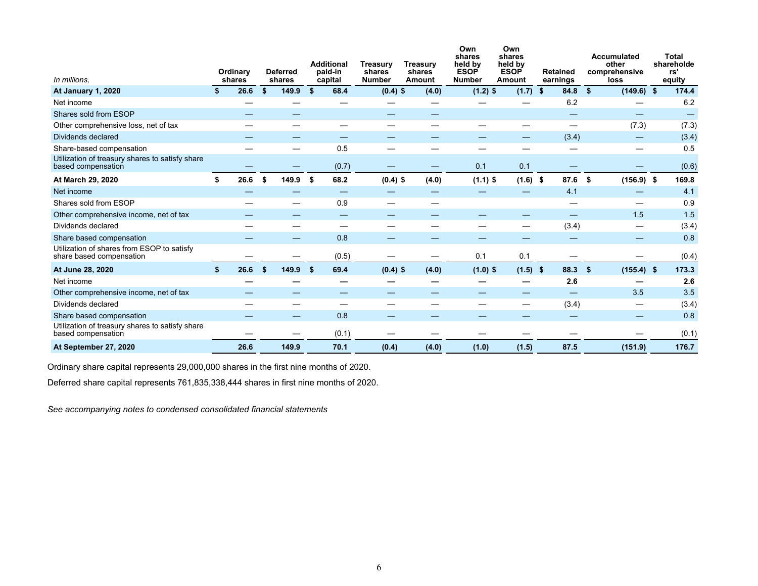| In millions, | Ordinary shares | Deferred shares | Additional paid-in capital | Treasury shares Number | Treasury shares Amount | Own shares held by ESOP Number | Own shares held by ESOP Amount | Retained earnings | Accumulated other comprehensive loss | Total shareholders' equity |
|---|---|---|---|---|---|---|---|---|---|---|
| **At January 1, 2020** | **$ 26.6** | **$ 149.9** | **$ 68.4** | **(0.4)** | **$ (4.0)** | **(1.2)** | **$ (1.7)** | **$ 84.8** | **$ (149.6)** | **$ 174.4** |
| Net income | — | — | — | — | — | — | — | 6.2 | — | 6.2 |
| Shares sold from ESOP | — | — | | — | — | | | — | — | — |
| Other comprehensive loss, net of tax | — | — | — | — | — | — | — | — | (7.3) | (7.3) |
| Dividends declared | — | — | — | — | — | — | — | (3.4) | — | (3.4) |
| Share-based compensation | — | — | 0.5 | — | — | — | — | — | — | 0.5 |
| Utilization of treasury shares to satisfy share based compensation | — | — | (0.7) | — | — | 0.1 | 0.1 | — | — | (0.6) |
| **At March 29, 2020** | **$ 26.6** | **$ 149.9** | **$ 68.2** | **(0.4)** | **$ (4.0)** | **(1.1)** | **$ (1.6)** | **$ 87.6** | **$ (156.9)** | **$ 169.8** |
| Net income | — | — | — | — | — | — | — | 4.1 | — | 4.1 |
| Shares sold from ESOP | — | — | 0.9 | — | — | | | — | — | 0.9 |
| Other comprehensive income, net of tax | — | — | — | — | — | — | — | — | 1.5 | 1.5 |
| Dividends declared | — | — | — | — | — | — | — | (3.4) | — | (3.4) |
| Share based compensation | — | — | 0.8 | — | — | — | — | — | — | 0.8 |
| Utilization of shares from ESOP to satisfy share based compensation | — | — | (0.5) | — | — | 0.1 | 0.1 | — | — | (0.4) |
| **At June 28, 2020** | **$ 26.6** | **$ 149.9** | **$ 69.4** | **(0.4)** | **$ (4.0)** | **(1.0)** | **$ (1.5)** | **$ 88.3** | **$ (155.4)** | **$ 173.3** |
| Net income | **—** | **—** | **—** | **—** | **—** | **—** | **—** | **2.6** | **—** | **2.6** |
| Other comprehensive income, net of tax | — | — | — | — | — | — | — | — | 3.5 | 3.5 |
| Dividends declared | — | — | — | — | — | — | — | (3.4) | — | (3.4) |
| Share based compensation | — | — | 0.8 | — | — | — | — | — | — | 0.8 |
| Utilization of treasury shares to satisfy share based compensation | — | — | (0.1) | — | — | — | — | — | — | (0.1) |
| **At September 27, 2020** | **26.6** | **149.9** | **70.1** | **(0.4)** | **(4.0)** | **(1.0)** | **(1.5)** | **87.5** | **(151.9)** | **176.7** |

Ordinary share capital represents 29,000,000 shares in the first nine months of 2020.

Deferred share capital represents 761,835,338,444 shares in first nine months of 2020.

*See accompanying notes to condensed consolidated financial statements*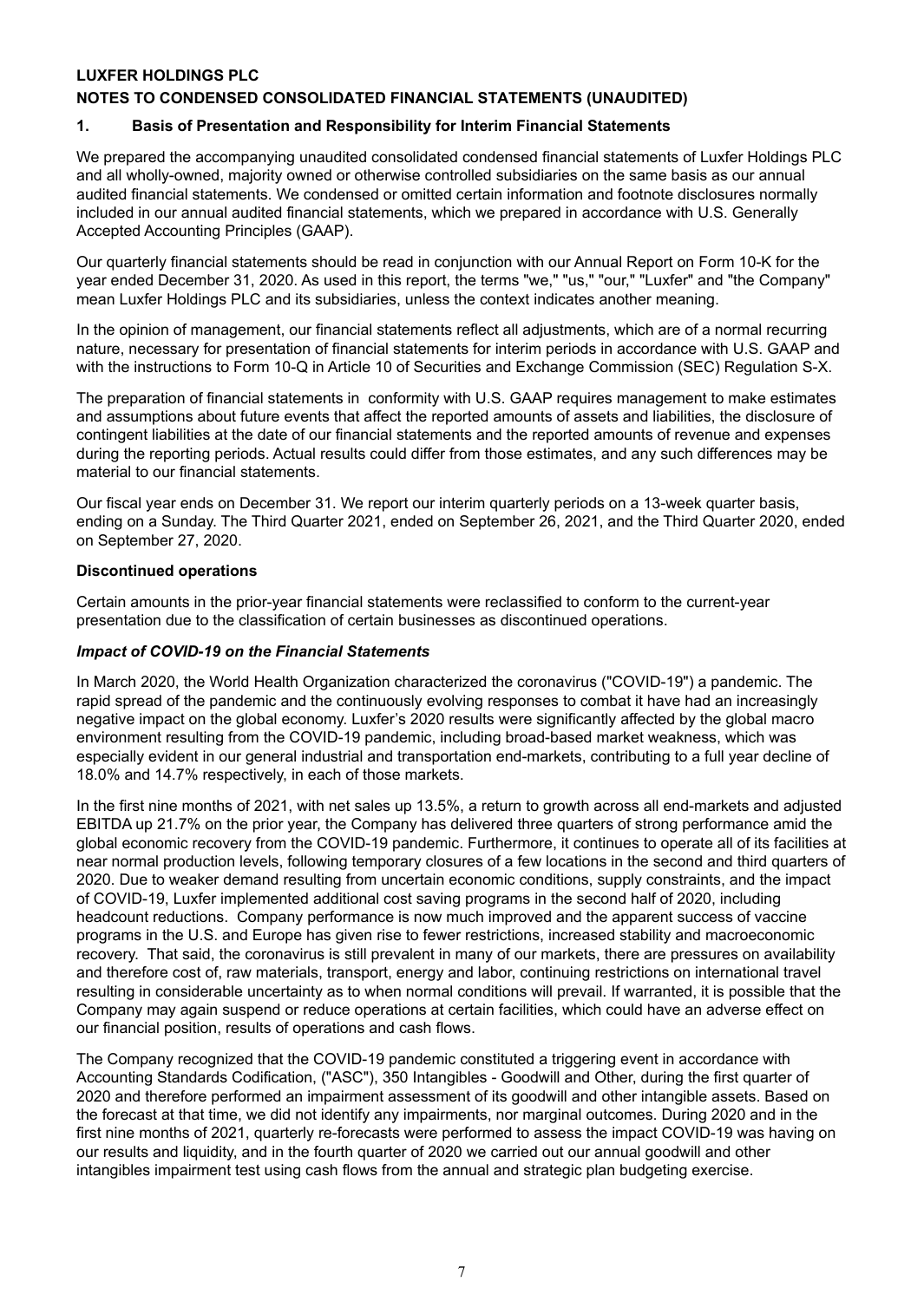**LUXFER HOLDINGS PLC**

**NOTES TO CONDENSED CONSOLIDATED FINANCIAL STATEMENTS (UNAUDITED)**

## 1. Basis of Presentation and Responsibility for Interim Financial Statements

We prepared the accompanying unaudited consolidated condensed financial statements of Luxfer Holdings PLC and all wholly-owned, majority owned or otherwise controlled subsidiaries on the same basis as our annual audited financial statements. We condensed or omitted certain information and footnote disclosures normally included in our annual audited financial statements, which we prepared in accordance with U.S. Generally Accepted Accounting Principles (GAAP).

Our quarterly financial statements should be read in conjunction with our Annual Report on Form 10-K for the year ended December 31, 2020. As used in this report, the terms "we," "us," "our," "Luxfer" and "the Company" mean Luxfer Holdings PLC and its subsidiaries, unless the context indicates another meaning.

In the opinion of management, our financial statements reflect all adjustments, which are of a normal recurring nature, necessary for presentation of financial statements for interim periods in accordance with U.S. GAAP and with the instructions to Form 10-Q in Article 10 of Securities and Exchange Commission (SEC) Regulation S-X.

The preparation of financial statements in conformity with U.S. GAAP requires management to make estimates and assumptions about future events that affect the reported amounts of assets and liabilities, the disclosure of contingent liabilities at the date of our financial statements and the reported amounts of revenue and expenses during the reporting periods. Actual results could differ from those estimates, and any such differences may be material to our financial statements.

Our fiscal year ends on December 31. We report our interim quarterly periods on a 13-week quarter basis, ending on a Sunday. The Third Quarter 2021, ended on September 26, 2021, and the Third Quarter 2020, ended on September 27, 2020.

**Discontinued operations**

Certain amounts in the prior-year financial statements were reclassified to conform to the current-year presentation due to the classification of certain businesses as discontinued operations.

***Impact of COVID-19 on the Financial Statements***

In March 2020, the World Health Organization characterized the coronavirus ("COVID-19") a pandemic. The rapid spread of the pandemic and the continuously evolving responses to combat it have had an increasingly negative impact on the global economy. Luxfer's 2020 results were significantly affected by the global macro environment resulting from the COVID-19 pandemic, including broad-based market weakness, which was especially evident in our general industrial and transportation end-markets, contributing to a full year decline of 18.0% and 14.7% respectively, in each of those markets.

In the first nine months of 2021, with net sales up 13.5%, a return to growth across all end-markets and adjusted EBITDA up 21.7% on the prior year, the Company has delivered three quarters of strong performance amid the global economic recovery from the COVID-19 pandemic. Furthermore, it continues to operate all of its facilities at near normal production levels, following temporary closures of a few locations in the second and third quarters of 2020. Due to weaker demand resulting from uncertain economic conditions, supply constraints, and the impact of COVID-19, Luxfer implemented additional cost saving programs in the second half of 2020, including headcount reductions. Company performance is now much improved and the apparent success of vaccine programs in the U.S. and Europe has given rise to fewer restrictions, increased stability and macroeconomic recovery. That said, the coronavirus is still prevalent in many of our markets, there are pressures on availability and therefore cost of, raw materials, transport, energy and labor, continuing restrictions on international travel resulting in considerable uncertainty as to when normal conditions will prevail. If warranted, it is possible that the Company may again suspend or reduce operations at certain facilities, which could have an adverse effect on our financial position, results of operations and cash flows.

The Company recognized that the COVID-19 pandemic constituted a triggering event in accordance with Accounting Standards Codification, ("ASC"), 350 Intangibles - Goodwill and Other, during the first quarter of 2020 and therefore performed an impairment assessment of its goodwill and other intangible assets. Based on the forecast at that time, we did not identify any impairments, nor marginal outcomes. During 2020 and in the first nine months of 2021, quarterly re-forecasts were performed to assess the impact COVID-19 was having on our results and liquidity, and in the fourth quarter of 2020 we carried out our annual goodwill and other intangibles impairment test using cash flows from the annual and strategic plan budgeting exercise.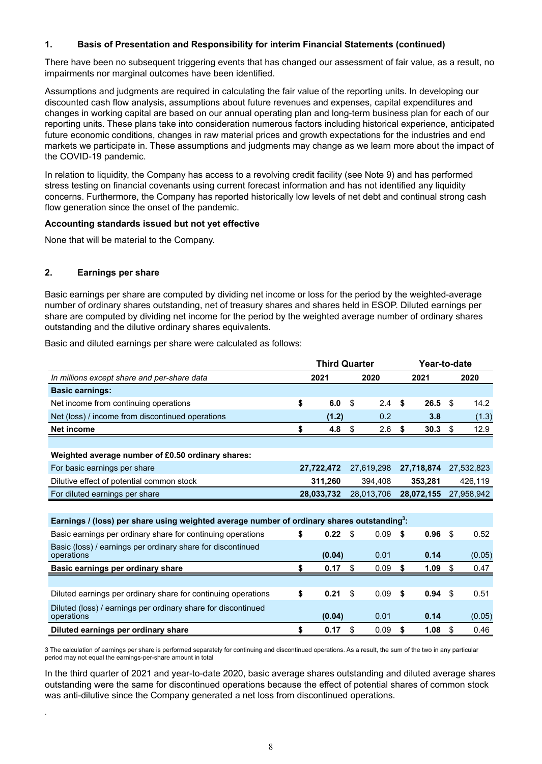## 1. Basis of Presentation and Responsibility for interim Financial Statements (continued)

There have been no subsequent triggering events that has changed our assessment of fair value, as a result, no impairments nor marginal outcomes have been identified.

Assumptions and judgments are required in calculating the fair value of the reporting units. In developing our discounted cash flow analysis, assumptions about future revenues and expenses, capital expenditures and changes in working capital are based on our annual operating plan and long-term business plan for each of our reporting units. These plans take into consideration numerous factors including historical experience, anticipated future economic conditions, changes in raw material prices and growth expectations for the industries and end markets we participate in. These assumptions and judgments may change as we learn more about the impact of the COVID-19 pandemic.

In relation to liquidity, the Company has access to a revolving credit facility (see Note 9) and has performed stress testing on financial covenants using current forecast information and has not identified any liquidity concerns. Furthermore, the Company has reported historically low levels of net debt and continual strong cash flow generation since the onset of the pandemic.

**Accounting standards issued but not yet effective**

None that will be material to the Company.

## 2. Earnings per share

Basic earnings per share are computed by dividing net income or loss for the period by the weighted-average number of ordinary shares outstanding, net of treasury shares and shares held in ESOP. Diluted earnings per share are computed by dividing net income for the period by the weighted average number of ordinary shares outstanding and the dilutive ordinary shares equivalents.

Basic and diluted earnings per share were calculated as follows:

| | Third Quarter | | Year-to-date | |
|---|---|---|---|---|
| *In millions except share and per-share data* | **2021** | **2020** | **2021** | **2020** |
| **Basic earnings:** | | | | |
| Net income from continuing operations | **$ 6.0** | $ 2.4 | **$ 26.5** | $ 14.2 |
| Net (loss) / income from discontinued operations | **(1.2)** | 0.2 | **3.8** | (1.3) |
| **Net income** | **$ 4.8** | $ 2.6 | **$ 30.3** | $ 12.9 |
| | | | | |
| **Weighted average number of £0.50 ordinary shares:** | | | | |
| For basic earnings per share | **27,722,472** | 27,619,298 | **27,718,874** | 27,532,823 |
| Dilutive effect of potential common stock | **311,260** | 394,408 | **353,281** | 426,119 |
| For diluted earnings per share | **28,033,732** | 28,013,706 | **28,072,155** | 27,958,942 |
| | | | | |
| **Earnings / (loss) per share using weighted average number of ordinary shares outstanding[3]:** | | | | |
| Basic earnings per ordinary share for continuing operations | **$ 0.22** | $ 0.09 | **$ 0.96** | $ 0.52 |
| Basic (loss) / earnings per ordinary share for discontinued operations | **(0.04)** | 0.01 | **0.14** | (0.05) |
| **Basic earnings per ordinary share** | **$ 0.17** | $ 0.09 | **$ 1.09** | $ 0.47 |
| | | | | |
| Diluted earnings per ordinary share for continuing operations | **$ 0.21** | $ 0.09 | **$ 0.94** | $ 0.51 |
| Diluted (loss) / earnings per ordinary share for discontinued operations | **(0.04)** | 0.01 | **0.14** | (0.05) |
| **Diluted earnings per ordinary share** | **$ 0.17** | $ 0.09 | **$ 1.08** | $ 0.46 |

3 The calculation of earnings per share is performed separately for continuing and discontinued operations. As a result, the sum of the two in any particular period may not equal the earnings-per-share amount in total

In the third quarter of 2021 and year-to-date 2020, basic average shares outstanding and diluted average shares outstanding were the same for discontinued operations because the effect of potential shares of common stock was anti-dilutive since the Company generated a net loss from discontinued operations.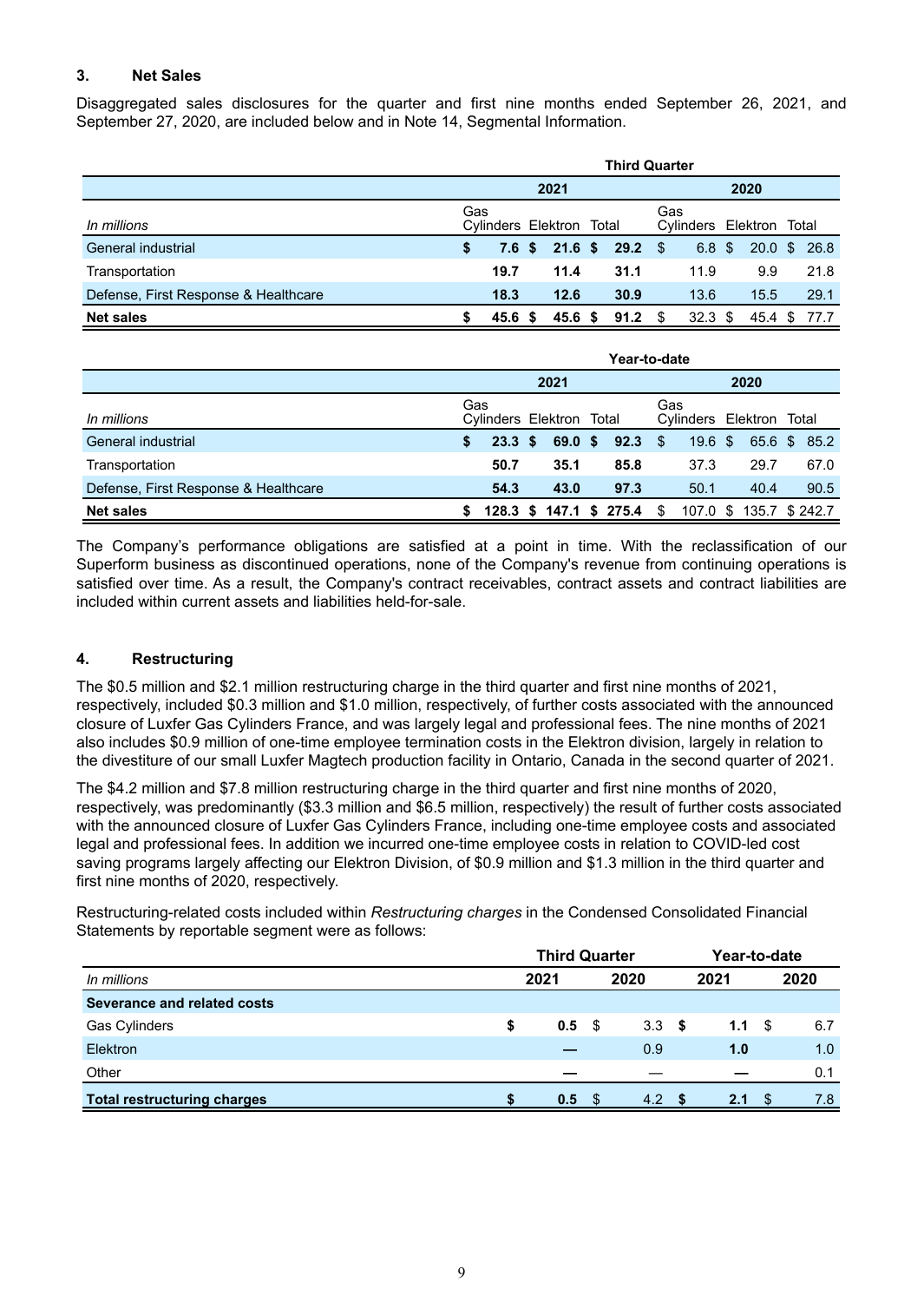### 3. Net Sales

Disaggregated sales disclosures for the quarter and first nine months ended September 26, 2021, and September 27, 2020, are included below and in Note 14, Segmental Information.

| | Third Quarter | | | | | |
|---|---|---|---|---|---|---|
| | 2021 | | | 2020 | | |
| *In millions* | Gas Cylinders | Elektron | Total | Gas Cylinders | Elektron | Total |
| General industrial | **$ 7.6** | **$ 21.6** | **$ 29.2** | $ 6.8 | $ 20.0 | $ 26.8 |
| Transportation | **19.7** | **11.4** | **31.1** | 11.9 | 9.9 | 21.8 |
| Defense, First Response & Healthcare | **18.3** | **12.6** | **30.9** | 13.6 | 15.5 | 29.1 |
| **Net sales** | **$ 45.6** | **$ 45.6** | **$ 91.2** | $ 32.3 | $ 45.4 | $ 77.7 |

| | Year-to-date | | | | | |
|---|---|---|---|---|---|---|
| | 2021 | | | 2020 | | |
| *In millions* | Gas Cylinders | Elektron | Total | Gas Cylinders | Elektron | Total |
| General industrial | **$ 23.3** | **$ 69.0** | **$ 92.3** | $ 19.6 | $ 65.6 | $ 85.2 |
| Transportation | **50.7** | **35.1** | **85.8** | 37.3 | 29.7 | 67.0 |
| Defense, First Response & Healthcare | **54.3** | **43.0** | **97.3** | 50.1 | 40.4 | 90.5 |
| **Net sales** | **$ 128.3** | **$ 147.1** | **$ 275.4** | $ 107.0 | $ 135.7 | $ 242.7 |

The Company's performance obligations are satisfied at a point in time. With the reclassification of our Superform business as discontinued operations, none of the Company's revenue from continuing operations is satisfied over time. As a result, the Company's contract receivables, contract assets and contract liabilities are included within current assets and liabilities held-for-sale.

### 4. Restructuring

The $0.5 million and $2.1 million restructuring charge in the third quarter and first nine months of 2021, respectively, included $0.3 million and $1.0 million, respectively, of further costs associated with the announced closure of Luxfer Gas Cylinders France, and was largely legal and professional fees. The nine months of 2021 also includes $0.9 million of one-time employee termination costs in the Elektron division, largely in relation to the divestiture of our small Luxfer Magtech production facility in Ontario, Canada in the second quarter of 2021.

The $4.2 million and $7.8 million restructuring charge in the third quarter and first nine months of 2020, respectively, was predominantly ($3.3 million and $6.5 million, respectively) the result of further costs associated with the announced closure of Luxfer Gas Cylinders France, including one-time employee costs and associated legal and professional fees. In addition we incurred one-time employee costs in relation to COVID-led cost saving programs largely affecting our Elektron Division, of $0.9 million and $1.3 million in the third quarter and first nine months of 2020, respectively.

Restructuring-related costs included within *Restructuring charges* in the Condensed Consolidated Financial Statements by reportable segment were as follows:

| | Third Quarter | | Year-to-date | |
|---|---|---|---|---|
| *In millions* | 2021 | 2020 | 2021 | 2020 |
| **Severance and related costs** | | | | |
| Gas Cylinders | **$ 0.5** | $ 3.3 | **$ 1.1** | $ 6.7 |
| Elektron | **—** | 0.9 | **1.0** | 1.0 |
| Other | **—** | — | **—** | 0.1 |
| **Total restructuring charges** | **$ 0.5** | $ 4.2 | **$ 2.1** | $ 7.8 |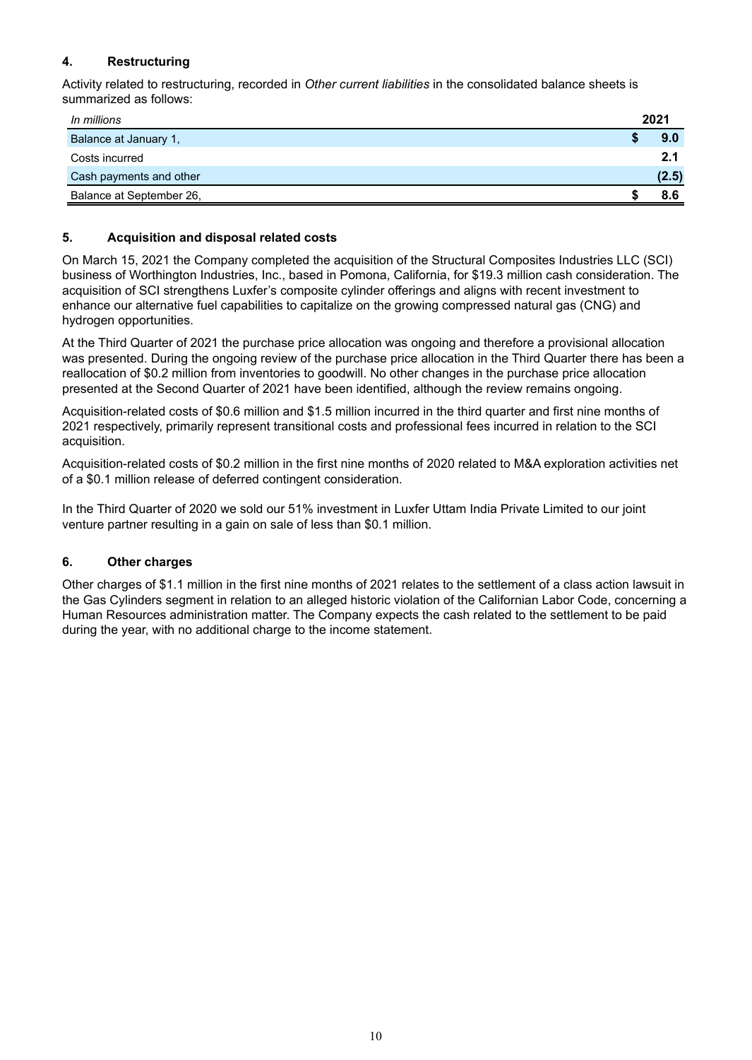## 4. Restructuring

Activity related to restructuring, recorded in *Other current liabilities* in the consolidated balance sheets is summarized as follows:

| *In millions* | 2021 |
|---|---|
| Balance at January 1, | $ 9.0 |
| Costs incurred | 2.1 |
| Cash payments and other | (2.5) |
| Balance at September 26, | $ 8.6 |

## 5. Acquisition and disposal related costs

On March 15, 2021 the Company completed the acquisition of the Structural Composites Industries LLC (SCI) business of Worthington Industries, Inc., based in Pomona, California, for $19.3 million cash consideration. The acquisition of SCI strengthens Luxfer's composite cylinder offerings and aligns with recent investment to enhance our alternative fuel capabilities to capitalize on the growing compressed natural gas (CNG) and hydrogen opportunities.

At the Third Quarter of 2021 the purchase price allocation was ongoing and therefore a provisional allocation was presented. During the ongoing review of the purchase price allocation in the Third Quarter there has been a reallocation of $0.2 million from inventories to goodwill. No other changes in the purchase price allocation presented at the Second Quarter of 2021 have been identified, although the review remains ongoing.

Acquisition-related costs of $0.6 million and $1.5 million incurred in the third quarter and first nine months of 2021 respectively, primarily represent transitional costs and professional fees incurred in relation to the SCI acquisition.

Acquisition-related costs of $0.2 million in the first nine months of 2020 related to M&A exploration activities net of a $0.1 million release of deferred contingent consideration.

In the Third Quarter of 2020 we sold our 51% investment in Luxfer Uttam India Private Limited to our joint venture partner resulting in a gain on sale of less than $0.1 million.

## 6. Other charges

Other charges of $1.1 million in the first nine months of 2021 relates to the settlement of a class action lawsuit in the Gas Cylinders segment in relation to an alleged historic violation of the Californian Labor Code, concerning a Human Resources administration matter. The Company expects the cash related to the settlement to be paid during the year, with no additional charge to the income statement.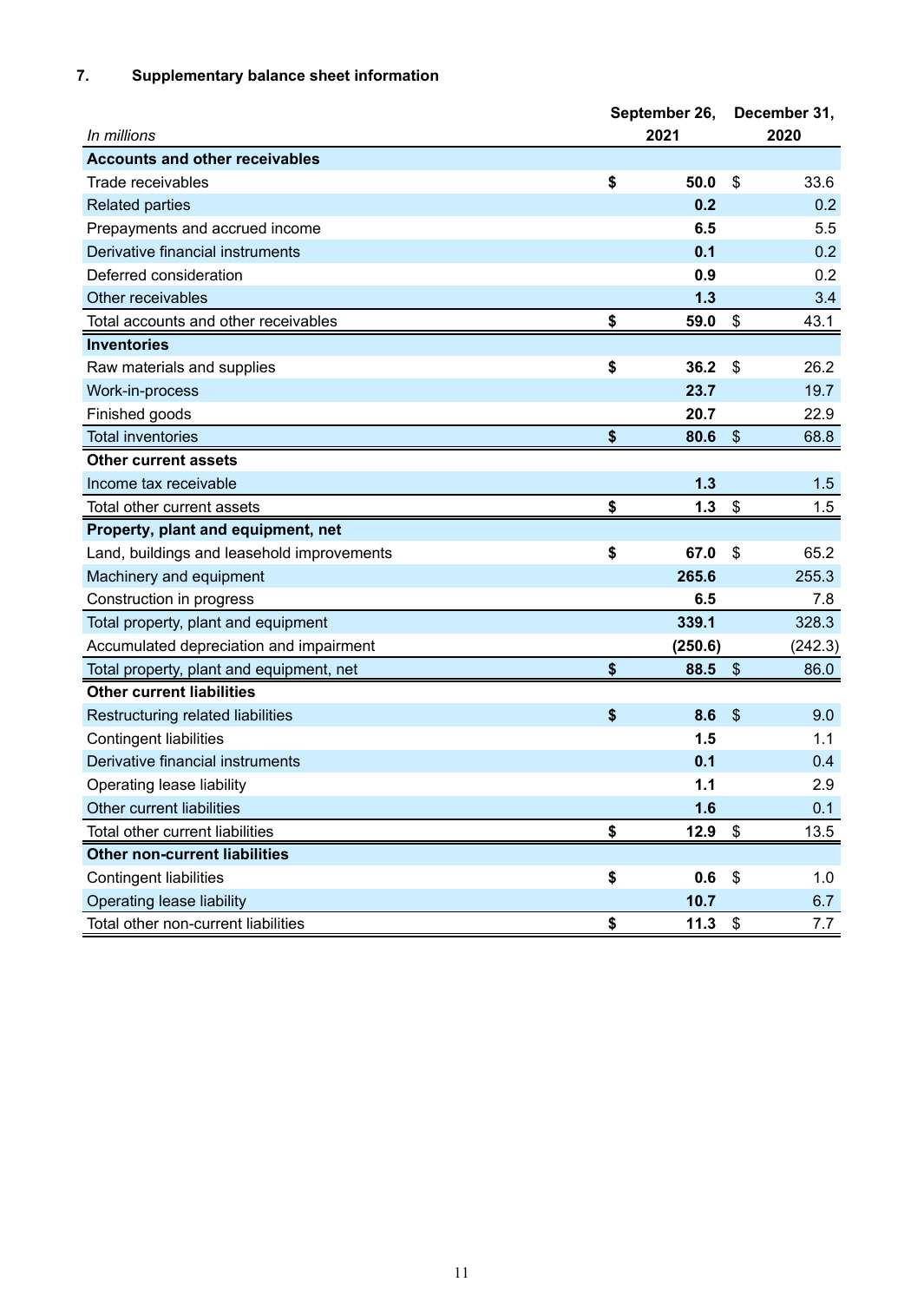## 7. Supplementary balance sheet information

| *In millions* | September 26, 2021 | December 31, 2020 |
|---|---|---|
| **Accounts and other receivables** | | |
| Trade receivables | **$ 50.0** | $ 33.6 |
| Related parties | **0.2** | 0.2 |
| Prepayments and accrued income | **6.5** | 5.5 |
| Derivative financial instruments | **0.1** | 0.2 |
| Deferred consideration | **0.9** | 0.2 |
| Other receivables | **1.3** | 3.4 |
| Total accounts and other receivables | **$ 59.0** | $ 43.1 |
| **Inventories** | | |
| Raw materials and supplies | **$ 36.2** | $ 26.2 |
| Work-in-process | **23.7** | 19.7 |
| Finished goods | **20.7** | 22.9 |
| Total inventories | **$ 80.6** | $ 68.8 |
| **Other current assets** | | |
| Income tax receivable | **1.3** | 1.5 |
| Total other current assets | **$ 1.3** | $ 1.5 |
| **Property, plant and equipment, net** | | |
| Land, buildings and leasehold improvements | **$ 67.0** | $ 65.2 |
| Machinery and equipment | **265.6** | 255.3 |
| Construction in progress | **6.5** | 7.8 |
| Total property, plant and equipment | **339.1** | 328.3 |
| Accumulated depreciation and impairment | **(250.6)** | (242.3) |
| Total property, plant and equipment, net | **$ 88.5** | $ 86.0 |
| **Other current liabilities** | | |
| Restructuring related liabilities | **$ 8.6** | $ 9.0 |
| Contingent liabilities | **1.5** | 1.1 |
| Derivative financial instruments | **0.1** | 0.4 |
| Operating lease liability | **1.1** | 2.9 |
| Other current liabilities | **1.6** | 0.1 |
| Total other current liabilities | **$ 12.9** | $ 13.5 |
| **Other non-current liabilities** | | |
| Contingent liabilities | **$ 0.6** | $ 1.0 |
| Operating lease liability | **10.7** | 6.7 |
| Total other non-current liabilities | **$ 11.3** | $ 7.7 |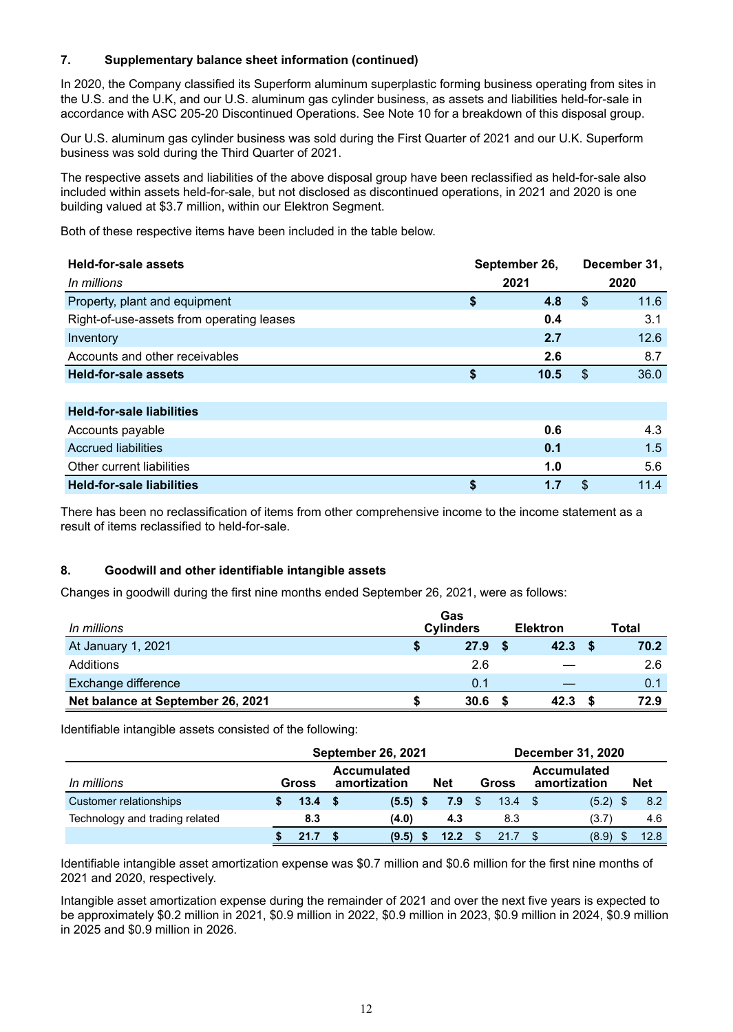### 7. Supplementary balance sheet information (continued)

In 2020, the Company classified its Superform aluminum superplastic forming business operating from sites in the U.S. and the U.K, and our U.S. aluminum gas cylinder business, as assets and liabilities held-for-sale in accordance with ASC 205-20 Discontinued Operations. See Note 10 for a breakdown of this disposal group.

Our U.S. aluminum gas cylinder business was sold during the First Quarter of 2021 and our U.K. Superform business was sold during the Third Quarter of 2021.

The respective assets and liabilities of the above disposal group have been reclassified as held-for-sale also included within assets held-for-sale, but not disclosed as discontinued operations, in 2021 and 2020 is one building valued at $3.7 million, within our Elektron Segment.

Both of these respective items have been included in the table below.

| **Held-for-sale assets** *In millions* | **September 26, 2021** | **December 31, 2020** |
|---|---|---|
| Property, plant and equipment | **$ 4.8** | $ 11.6 |
| Right-of-use-assets from operating leases | **0.4** | 3.1 |
| Inventory | **2.7** | 12.6 |
| Accounts and other receivables | **2.6** | 8.7 |
| **Held-for-sale assets** | **$ 10.5** | $ 36.0 |
| | | |
| **Held-for-sale liabilities** | | |
| Accounts payable | **0.6** | 4.3 |
| Accrued liabilities | **0.1** | 1.5 |
| Other current liabilities | **1.0** | 5.6 |
| **Held-for-sale liabilities** | **$ 1.7** | $ 11.4 |

There has been no reclassification of items from other comprehensive income to the income statement as a result of items reclassified to held-for-sale.

### 8. Goodwill and other identifiable intangible assets

Changes in goodwill during the first nine months ended September 26, 2021, were as follows:

| *In millions* | **Gas Cylinders** | **Elektron** | **Total** |
|---|---|---|---|
| At January 1, 2021 | **$ 27.9** | **$ 42.3** | **$ 70.2** |
| Additions | 2.6 | — | 2.6 |
| Exchange difference | 0.1 | — | 0.1 |
| **Net balance at September 26, 2021** | **$ 30.6** | **$ 42.3** | **$ 72.9** |

Identifiable intangible assets consisted of the following:

| | **September 26, 2021** | | | **December 31, 2020** | | |
|---|---|---|---|---|---|---|
| *In millions* | **Gross** | **Accumulated amortization** | **Net** | **Gross** | **Accumulated amortization** | **Net** |
| Customer relationships | **$ 13.4** | **$ (5.5)** | **$ 7.9** | $ 13.4 | $ (5.2) | $ 8.2 |
| Technology and trading related | **8.3** | **(4.0)** | **4.3** | 8.3 | (3.7) | 4.6 |
| | **$ 21.7** | **$ (9.5)** | **$ 12.2** | $ 21.7 | $ (8.9) | $ 12.8 |

Identifiable intangible asset amortization expense was $0.7 million and $0.6 million for the first nine months of 2021 and 2020, respectively.

Intangible asset amortization expense during the remainder of 2021 and over the next five years is expected to be approximately $0.2 million in 2021, $0.9 million in 2022, $0.9 million in 2023, $0.9 million in 2024, $0.9 million in 2025 and $0.9 million in 2026.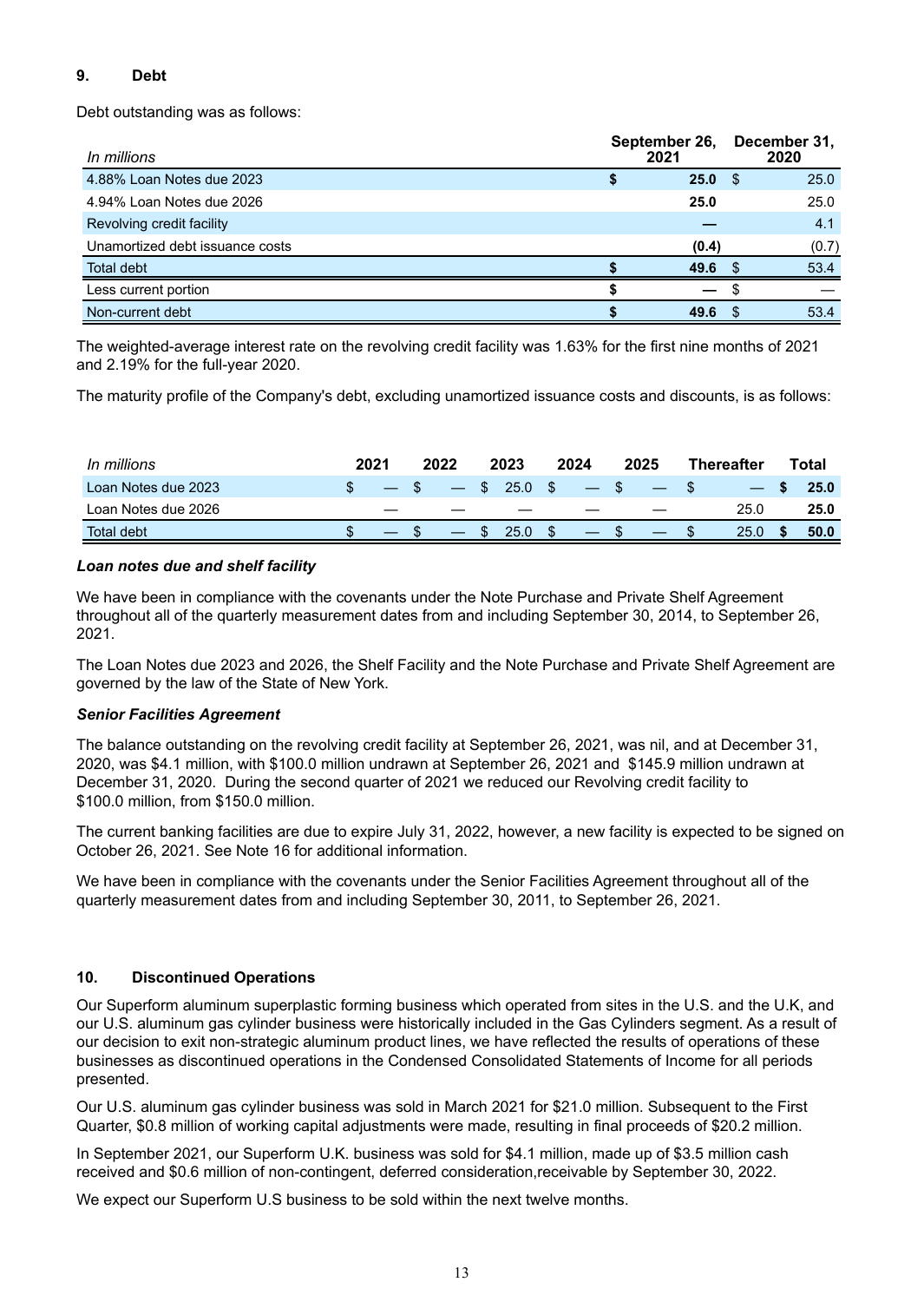## 9. Debt

Debt outstanding was as follows:

| *In millions* | September 26, 2021 | December 31, 2020 |
|---|---|---|
| 4.88% Loan Notes due 2023 | **$ 25.0** | $ 25.0 |
| 4.94% Loan Notes due 2026 | **25.0** | 25.0 |
| Revolving credit facility | **—** | 4.1 |
| Unamortized debt issuance costs | **(0.4)** | (0.7) |
| Total debt | **$ 49.6** | $ 53.4 |
| Less current portion | **$ —** | $ — |
| Non-current debt | **$ 49.6** | $ 53.4 |

The weighted-average interest rate on the revolving credit facility was 1.63% for the first nine months of 2021 and 2.19% for the full-year 2020.

The maturity profile of the Company's debt, excluding unamortized issuance costs and discounts, is as follows:

| *In millions* | 2021 | 2022 | 2023 | 2024 | 2025 | Thereafter | Total |
|---|---|---|---|---|---|---|---|
| Loan Notes due 2023 | $ — | $ — | $ 25.0 | $ — | $ — | $ — | **$ 25.0** |
| Loan Notes due 2026 | — | — | — | — | — | 25.0 | **25.0** |
| Total debt | $ — | $ — | $ 25.0 | $ — | $ — | $ 25.0 | **$ 50.0** |

***Loan notes due and shelf facility***

We have been in compliance with the covenants under the Note Purchase and Private Shelf Agreement throughout all of the quarterly measurement dates from and including September 30, 2014, to September 26, 2021.

The Loan Notes due 2023 and 2026, the Shelf Facility and the Note Purchase and Private Shelf Agreement are governed by the law of the State of New York.

***Senior Facilities Agreement***

The balance outstanding on the revolving credit facility at September 26, 2021, was nil, and at December 31, 2020, was $4.1 million, with $100.0 million undrawn at September 26, 2021 and $145.9 million undrawn at December 31, 2020. During the second quarter of 2021 we reduced our Revolving credit facility to $100.0 million, from $150.0 million.

The current banking facilities are due to expire July 31, 2022, however, a new facility is expected to be signed on October 26, 2021. See Note 16 for additional information.

We have been in compliance with the covenants under the Senior Facilities Agreement throughout all of the quarterly measurement dates from and including September 30, 2011, to September 26, 2021.

## 10. Discontinued Operations

Our Superform aluminum superplastic forming business which operated from sites in the U.S. and the U.K, and our U.S. aluminum gas cylinder business were historically included in the Gas Cylinders segment. As a result of our decision to exit non-strategic aluminum product lines, we have reflected the results of operations of these businesses as discontinued operations in the Condensed Consolidated Statements of Income for all periods presented.

Our U.S. aluminum gas cylinder business was sold in March 2021 for $21.0 million. Subsequent to the First Quarter, $0.8 million of working capital adjustments were made, resulting in final proceeds of $20.2 million.

In September 2021, our Superform U.K. business was sold for $4.1 million, made up of $3.5 million cash received and $0.6 million of non-contingent, deferred consideration,receivable by September 30, 2022.

We expect our Superform U.S business to be sold within the next twelve months.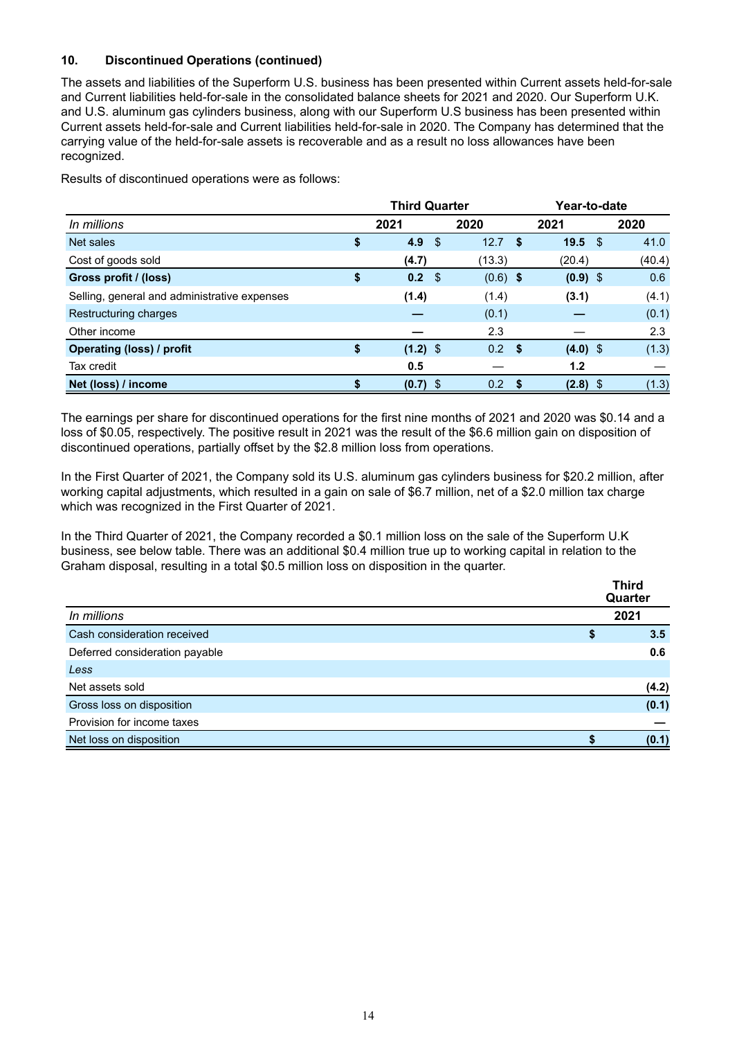### 10. Discontinued Operations (continued)

The assets and liabilities of the Superform U.S. business has been presented within Current assets held-for-sale and Current liabilities held-for-sale in the consolidated balance sheets for 2021 and 2020. Our Superform U.K. and U.S. aluminum gas cylinders business, along with our Superform U.S business has been presented within Current assets held-for-sale and Current liabilities held-for-sale in 2020. The Company has determined that the carrying value of the held-for-sale assets is recoverable and as a result no loss allowances have been recognized.

Results of discontinued operations were as follows:

| | Third Quarter | | Year-to-date | |
|---|---|---|---|---|
| *In millions* | **2021** | **2020** | **2021** | **2020** |
| Net sales | **$ 4.9** | $ 12.7 | **$ 19.5** | $ 41.0 |
| Cost of goods sold | **(4.7)** | (13.3) | (20.4) | (40.4) |
| **Gross profit / (loss)** | **$ 0.2** | $ (0.6) | **$ (0.9)** | $ 0.6 |
| Selling, general and administrative expenses | **(1.4)** | (1.4) | **(3.1)** | (4.1) |
| Restructuring charges | **—** | (0.1) | **—** | (0.1) |
| Other income | **—** | 2.3 | — | 2.3 |
| **Operating (loss) / profit** | **$ (1.2)** | $ 0.2 | **$ (4.0)** | $ (1.3) |
| Tax credit | **0.5** | — | **1.2** | — |
| **Net (loss) / income** | **$ (0.7)** | $ 0.2 | **$ (2.8)** | $ (1.3) |

The earnings per share for discontinued operations for the first nine months of 2021 and 2020 was $0.14 and a loss of $0.05, respectively. The positive result in 2021 was the result of the $6.6 million gain on disposition of discontinued operations, partially offset by the $2.8 million loss from operations.

In the First Quarter of 2021, the Company sold its U.S. aluminum gas cylinders business for $20.2 million, after working capital adjustments, which resulted in a gain on sale of $6.7 million, net of a $2.0 million tax charge which was recognized in the First Quarter of 2021.

In the Third Quarter of 2021, the Company recorded a $0.1 million loss on the sale of the Superform U.K business, see below table. There was an additional $0.4 million true up to working capital in relation to the Graham disposal, resulting in a total $0.5 million loss on disposition in the quarter.

| | Third Quarter |
|---|---|
| *In millions* | **2021** |
| Cash consideration received | **$ 3.5** |
| Deferred consideration payable | **0.6** |
| *Less* | |
| Net assets sold | **(4.2)** |
| Gross loss on disposition | **(0.1)** |
| Provision for income taxes | **—** |
| Net loss on disposition | **$ (0.1)** |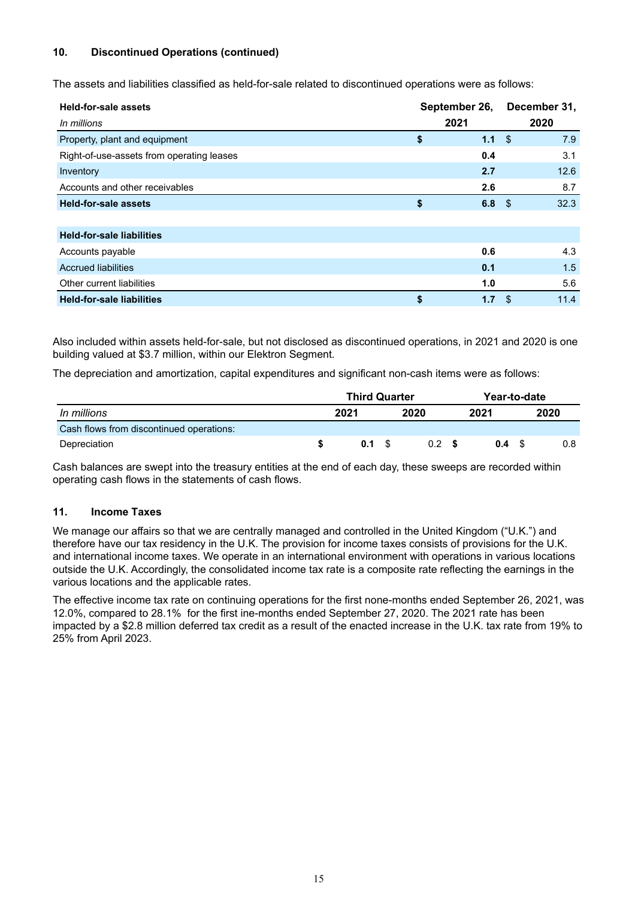## 10. Discontinued Operations (continued)

The assets and liabilities classified as held-for-sale related to discontinued operations were as follows:

| **Held-for-sale assets** | **September 26,** | **December 31,** |
|---|---|---|
| *In millions* | **2021** | **2020** |
| Property, plant and equipment | **$ 1.1** | $ 7.9 |
| Right-of-use-assets from operating leases | **0.4** | 3.1 |
| Inventory | **2.7** | 12.6 |
| Accounts and other receivables | **2.6** | 8.7 |
| **Held-for-sale assets** | **$ 6.8** | $ 32.3 |
| | | |
| **Held-for-sale liabilities** | | |
| Accounts payable | **0.6** | 4.3 |
| Accrued liabilities | **0.1** | 1.5 |
| Other current liabilities | **1.0** | 5.6 |
| **Held-for-sale liabilities** | **$ 1.7** | $ 11.4 |

Also included within assets held-for-sale, but not disclosed as discontinued operations, in 2021 and 2020 is one building valued at $3.7 million, within our Elektron Segment.

The depreciation and amortization, capital expenditures and significant non-cash items were as follows:

| | **Third Quarter** | | **Year-to-date** | |
|---|---|---|---|---|
| *In millions* | **2021** | **2020** | **2021** | **2020** |
| Cash flows from discontinued operations: | | | | |
| Depreciation | **$ 0.1** | $ 0.2 | **$ 0.4** | $ 0.8 |

Cash balances are swept into the treasury entities at the end of each day, these sweeps are recorded within operating cash flows in the statements of cash flows.

## 11. Income Taxes

We manage our affairs so that we are centrally managed and controlled in the United Kingdom ("U.K.") and therefore have our tax residency in the U.K. The provision for income taxes consists of provisions for the U.K. and international income taxes. We operate in an international environment with operations in various locations outside the U.K. Accordingly, the consolidated income tax rate is a composite rate reflecting the earnings in the various locations and the applicable rates.

The effective income tax rate on continuing operations for the first none-months ended September 26, 2021, was 12.0%, compared to 28.1% for the first ine-months ended September 27, 2020. The 2021 rate has been impacted by a $2.8 million deferred tax credit as a result of the enacted increase in the U.K. tax rate from 19% to 25% from April 2023.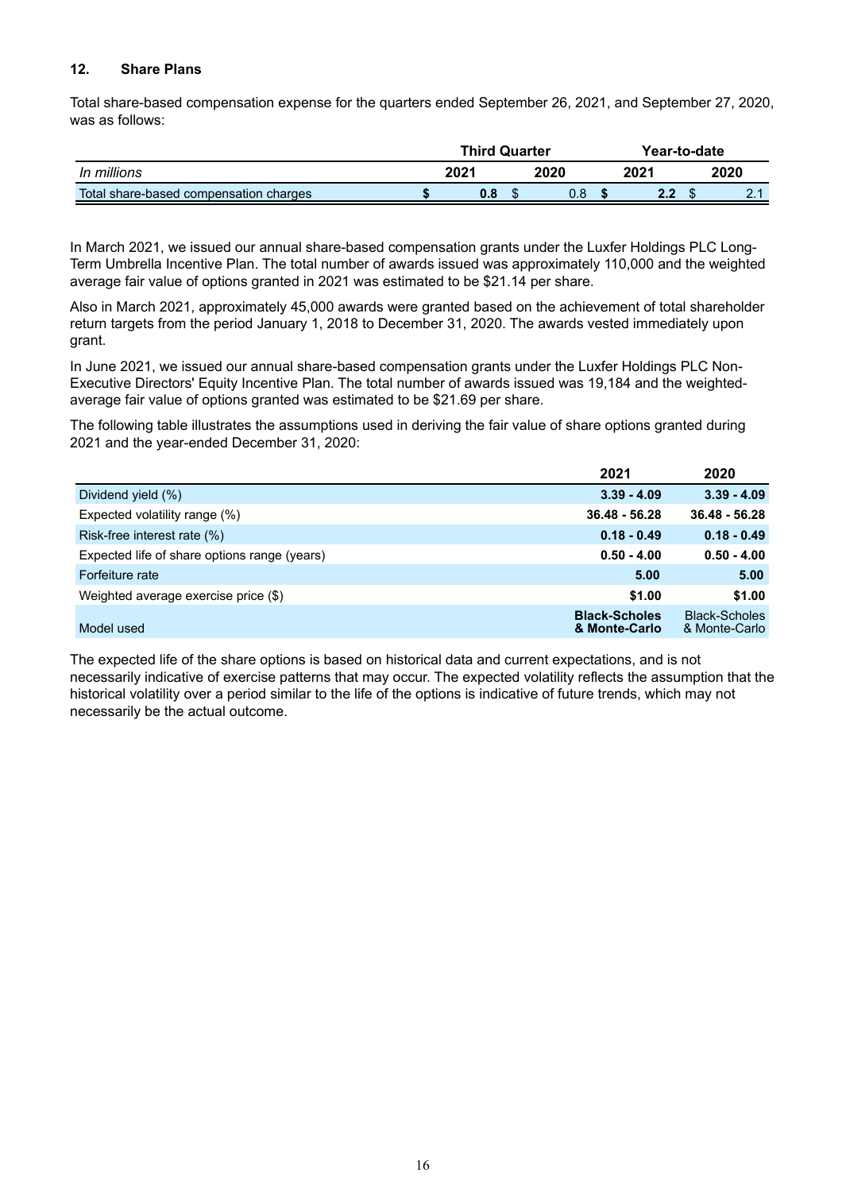## 12. Share Plans

Total share-based compensation expense for the quarters ended September 26, 2021, and September 27, 2020, was as follows:

| | Third Quarter | | Year-to-date | |
|---|---|---|---|---|
| *In millions* | **2021** | **2020** | **2021** | **2020** |
| Total share-based compensation charges | **$ 0.8** | $ 0.8 | **$ 2.2** | $ 2.1 |

In March 2021, we issued our annual share-based compensation grants under the Luxfer Holdings PLC Long-Term Umbrella Incentive Plan. The total number of awards issued was approximately 110,000 and the weighted average fair value of options granted in 2021 was estimated to be $21.14 per share.

Also in March 2021, approximately 45,000 awards were granted based on the achievement of total shareholder return targets from the period January 1, 2018 to December 31, 2020. The awards vested immediately upon grant.

In June 2021, we issued our annual share-based compensation grants under the Luxfer Holdings PLC Non-Executive Directors' Equity Incentive Plan. The total number of awards issued was 19,184 and the weighted-average fair value of options granted was estimated to be $21.69 per share.

The following table illustrates the assumptions used in deriving the fair value of share options granted during 2021 and the year-ended December 31, 2020:

| | **2021** | **2020** |
|---|---|---|
| Dividend yield (%) | **3.39 - 4.09** | **3.39 - 4.09** |
| Expected volatility range (%) | **36.48 - 56.28** | **36.48 - 56.28** |
| Risk-free interest rate (%) | **0.18 - 0.49** | **0.18 - 0.49** |
| Expected life of share options range (years) | **0.50 - 4.00** | **0.50 - 4.00** |
| Forfeiture rate | **5.00** | **5.00** |
| Weighted average exercise price ($) | **$1.00** | **$1.00** |
| Model used | **Black-Scholes & Monte-Carlo** | Black-Scholes & Monte-Carlo |

The expected life of the share options is based on historical data and current expectations, and is not necessarily indicative of exercise patterns that may occur. The expected volatility reflects the assumption that the historical volatility over a period similar to the life of the options is indicative of future trends, which may not necessarily be the actual outcome.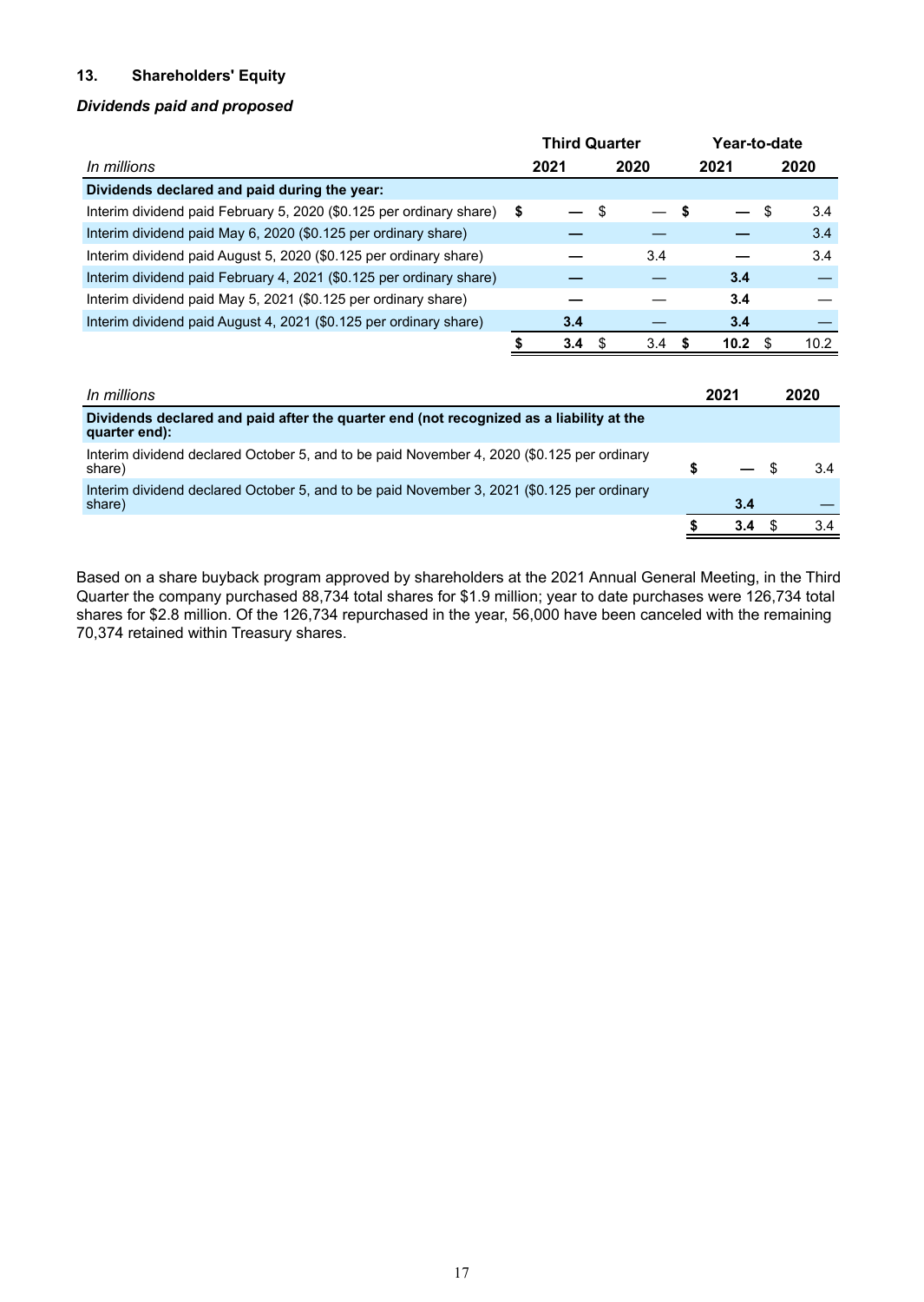## 13. Shareholders' Equity

### *Dividends paid and proposed*

| *In millions* | Third Quarter 2021 | Third Quarter 2020 | Year-to-date 2021 | Year-to-date 2020 |
|---|---|---|---|---|
| **Dividends declared and paid during the year:** | | | | |
| Interim dividend paid February 5, 2020 ($0.125 per ordinary share) | **$ —** | $ — | **$ —** | $ 3.4 |
| Interim dividend paid May 6, 2020 ($0.125 per ordinary share) | **—** | — | **—** | 3.4 |
| Interim dividend paid August 5, 2020 ($0.125 per ordinary share) | **—** | 3.4 | **—** | 3.4 |
| Interim dividend paid February 4, 2021 ($0.125 per ordinary share) | **—** | — | **3.4** | — |
| Interim dividend paid May 5, 2021 ($0.125 per ordinary share) | **—** | — | **3.4** | — |
| Interim dividend paid August 4, 2021 ($0.125 per ordinary share) | **3.4** | — | **3.4** | — |
| | **$ 3.4** | $ 3.4 | **$ 10.2** | $ 10.2 |

| *In millions* | 2021 | 2020 |
|---|---|---|
| **Dividends declared and paid after the quarter end (not recognized as a liability at the quarter end):** | | |
| Interim dividend declared October 5, and to be paid November 4, 2020 ($0.125 per ordinary share) | **$ —** | $ 3.4 |
| Interim dividend declared October 5, and to be paid November 3, 2021 ($0.125 per ordinary share) | **3.4** | — |
| | **$ 3.4** | $ 3.4 |

Based on a share buyback program approved by shareholders at the 2021 Annual General Meeting, in the Third Quarter the company purchased 88,734 total shares for $1.9 million; year to date purchases were 126,734 total shares for $2.8 million. Of the 126,734 repurchased in the year, 56,000 have been canceled with the remaining 70,374 retained within Treasury shares.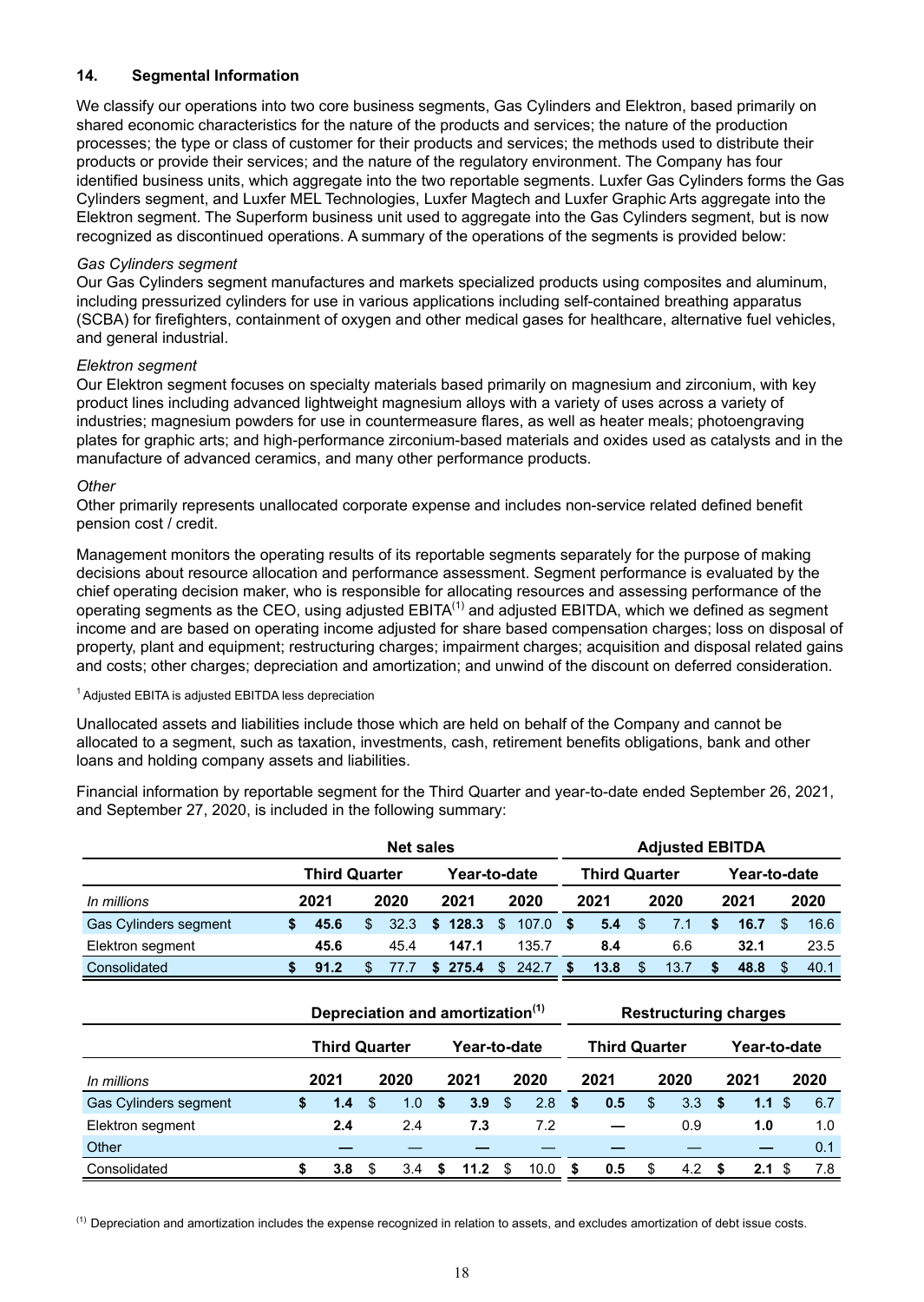## 14. Segmental Information

We classify our operations into two core business segments, Gas Cylinders and Elektron, based primarily on shared economic characteristics for the nature of the products and services; the nature of the production processes; the type or class of customer for their products and services; the methods used to distribute their products or provide their services; and the nature of the regulatory environment. The Company has four identified business units, which aggregate into the two reportable segments. Luxfer Gas Cylinders forms the Gas Cylinders segment, and Luxfer MEL Technologies, Luxfer Magtech and Luxfer Graphic Arts aggregate into the Elektron segment. The Superform business unit used to aggregate into the Gas Cylinders segment, but is now recognized as discontinued operations. A summary of the operations of the segments is provided below:

*Gas Cylinders segment*
Our Gas Cylinders segment manufactures and markets specialized products using composites and aluminum, including pressurized cylinders for use in various applications including self-contained breathing apparatus (SCBA) for firefighters, containment of oxygen and other medical gases for healthcare, alternative fuel vehicles, and general industrial.

*Elektron segment*
Our Elektron segment focuses on specialty materials based primarily on magnesium and zirconium, with key product lines including advanced lightweight magnesium alloys with a variety of uses across a variety of industries; magnesium powders for use in countermeasure flares, as well as heater meals; photoengraving plates for graphic arts; and high-performance zirconium-based materials and oxides used as catalysts and in the manufacture of advanced ceramics, and many other performance products.

*Other*
Other primarily represents unallocated corporate expense and includes non-service related defined benefit pension cost / credit.

Management monitors the operating results of its reportable segments separately for the purpose of making decisions about resource allocation and performance assessment. Segment performance is evaluated by the chief operating decision maker, who is responsible for allocating resources and assessing performance of the operating segments as the CEO, using adjusted EBITA[1] and adjusted EBITDA, which we defined as segment income and are based on operating income adjusted for share based compensation charges; loss on disposal of property, plant and equipment; restructuring charges; impairment charges; acquisition and disposal related gains and costs; other charges; depreciation and amortization; and unwind of the discount on deferred consideration.

[1] Adjusted EBITA is adjusted EBITDA less depreciation

Unallocated assets and liabilities include those which are held on behalf of the Company and cannot be allocated to a segment, such as taxation, investments, cash, retirement benefits obligations, bank and other loans and holding company assets and liabilities.

Financial information by reportable segment for the Third Quarter and year-to-date ended September 26, 2021, and September 27, 2020, is included in the following summary:

| | Net sales | | | | Adjusted EBITDA | | | |
|---|---|---|---|---|---|---|---|---|
| | Third Quarter | | Year-to-date | | Third Quarter | | Year-to-date | |
| *In millions* | 2021 | 2020 | 2021 | 2020 | 2021 | 2020 | 2021 | 2020 |
| Gas Cylinders segment | **$ 45.6** | $ 32.3 | **$ 128.3** | $ 107.0 | **$ 5.4** | $ 7.1 | **$ 16.7** | $ 16.6 |
| Elektron segment | **45.6** | 45.4 | **147.1** | 135.7 | **8.4** | 6.6 | **32.1** | 23.5 |
| Consolidated | **$ 91.2** | $ 77.7 | **$ 275.4** | $ 242.7 | **$ 13.8** | $ 13.7 | **$ 48.8** | $ 40.1 |

| | Depreciation and amortization[(1)] | | | | Restructuring charges | | | |
|---|---|---|---|---|---|---|---|---|
| | Third Quarter | | Year-to-date | | Third Quarter | | Year-to-date | |
| *In millions* | 2021 | 2020 | 2021 | 2020 | 2021 | 2020 | 2021 | 2020 |
| Gas Cylinders segment | **$ 1.4** | $ 1.0 | **$ 3.9** | $ 2.8 | **$ 0.5** | $ 3.3 | **$ 1.1** | $ 6.7 |
| Elektron segment | **2.4** | 2.4 | **7.3** | 7.2 | **—** | 0.9 | **1.0** | 1.0 |
| Other | **—** | — | **—** | — | **—** | — | **—** | 0.1 |
| Consolidated | **$ 3.8** | $ 3.4 | **$ 11.2** | $ 10.0 | **$ 0.5** | $ 4.2 | **$ 2.1** | $ 7.8 |

[(1)] Depreciation and amortization includes the expense recognized in relation to assets, and excludes amortization of debt issue costs.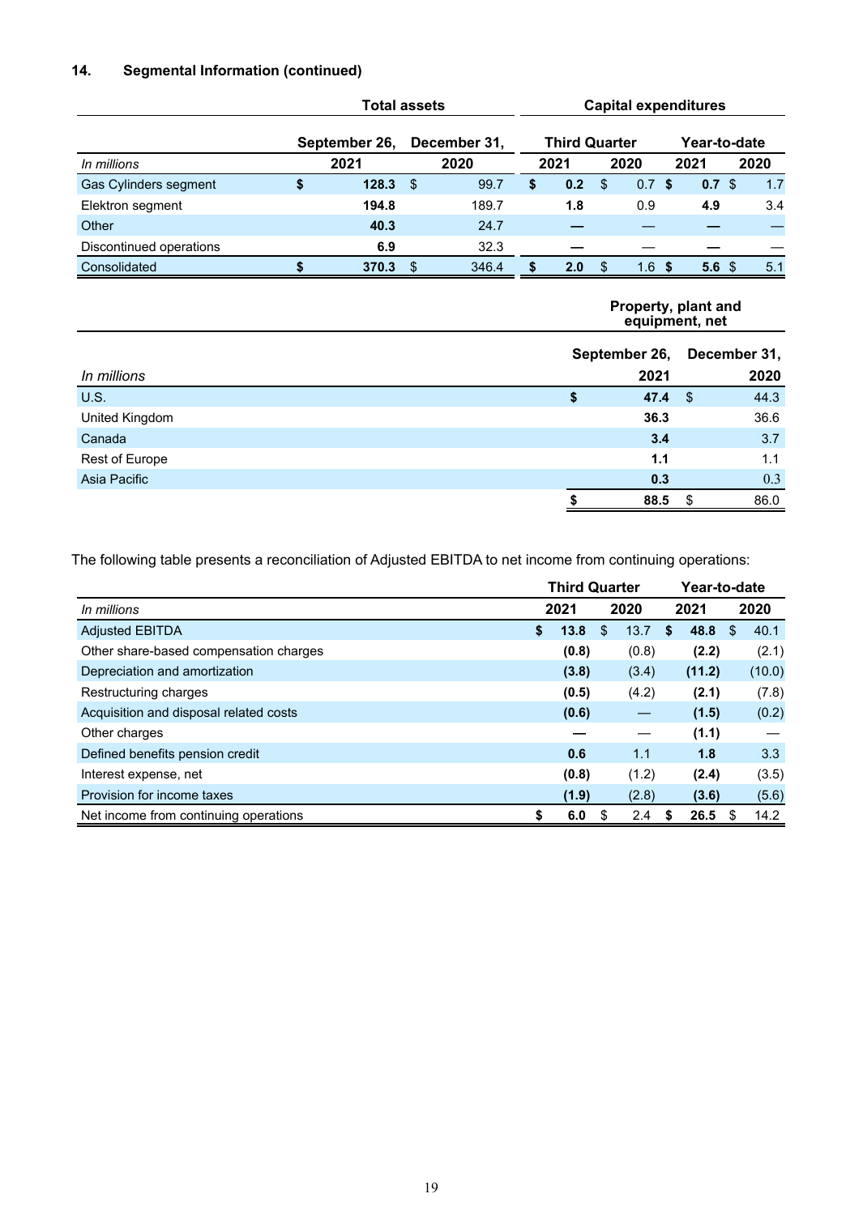### 14. Segmental Information (continued)

| | Total assets | | Capital expenditures | | | |
|---|---|---|---|---|---|---|
| | September 26, | December 31, | Third Quarter | | Year-to-date | |
| *In millions* | 2021 | 2020 | 2021 | 2020 | 2021 | 2020 |
| Gas Cylinders segment | **$ 128.3** | $ 99.7 | **$ 0.2** | $ 0.7 | **$ 0.7** | $ 1.7 |
| Elektron segment | **194.8** | 189.7 | **1.8** | 0.9 | **4.9** | 3.4 |
| Other | **40.3** | 24.7 | **—** | — | **—** | — |
| Discontinued operations | **6.9** | 32.3 | **—** | — | **—** | — |
| Consolidated | **$ 370.3** | $ 346.4 | **$ 2.0** | $ 1.6 | **$ 5.6** | $ 5.1 |

| | Property, plant and equipment, net | |
|---|---|---|
| | September 26, | December 31, |
| *In millions* | 2021 | 2020 |
| U.S. | **$ 47.4** | $ 44.3 |
| United Kingdom | **36.3** | 36.6 |
| Canada | **3.4** | 3.7 |
| Rest of Europe | **1.1** | 1.1 |
| Asia Pacific | **0.3** | 0.3 |
| | **$ 88.5** | $ 86.0 |

The following table presents a reconciliation of Adjusted EBITDA to net income from continuing operations:

| | Third Quarter | | Year-to-date | |
|---|---|---|---|---|
| *In millions* | 2021 | 2020 | 2021 | 2020 |
| Adjusted EBITDA | **$ 13.8** | $ 13.7 | **$ 48.8** | $ 40.1 |
| Other share-based compensation charges | **(0.8)** | (0.8) | **(2.2)** | (2.1) |
| Depreciation and amortization | **(3.8)** | (3.4) | **(11.2)** | (10.0) |
| Restructuring charges | **(0.5)** | (4.2) | **(2.1)** | (7.8) |
| Acquisition and disposal related costs | **(0.6)** | — | **(1.5)** | (0.2) |
| Other charges | **—** | — | **(1.1)** | — |
| Defined benefits pension credit | **0.6** | 1.1 | **1.8** | 3.3 |
| Interest expense, net | **(0.8)** | (1.2) | **(2.4)** | (3.5) |
| Provision for income taxes | **(1.9)** | (2.8) | **(3.6)** | (5.6) |
| Net income from continuing operations | **$ 6.0** | $ 2.4 | **$ 26.5** | $ 14.2 |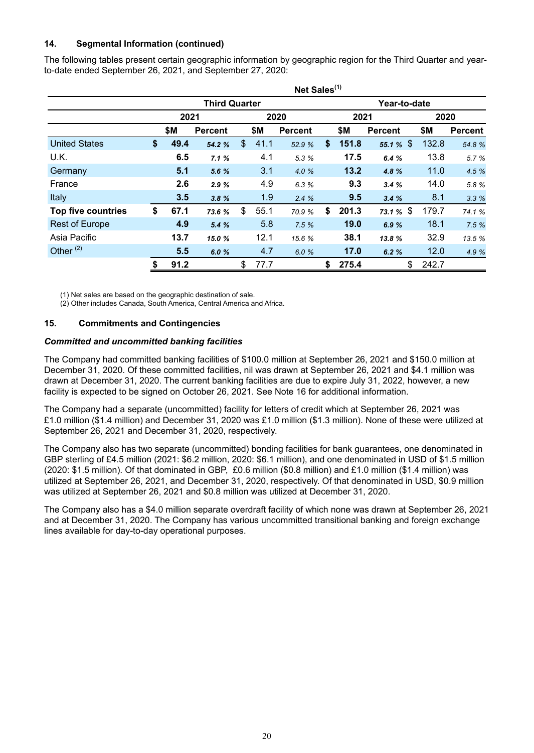## 14. Segmental Information (continued)

The following tables present certain geographic information by geographic region for the Third Quarter and year-to-date ended September 26, 2021, and September 27, 2020:

| | Net Sales[1] | | | | | | | |
|---|---|---|---|---|---|---|---|---|
| | Third Quarter | | | | Year-to-date | | | |
| | 2021 | | 2020 | | 2021 | | 2020 | |
| | $M | Percent | $M | Percent | $M | Percent | $M | Percent |
| United States | **$ 49.4** | ***54.2 %*** | $ 41.1 | *52.9 %* | **$ 151.8** | ***55.1 %*** | $ 132.8 | *54.8 %* |
| U.K. | **6.5** | ***7.1 %*** | 4.1 | *5.3 %* | **17.5** | ***6.4 %*** | 13.8 | *5.7 %* |
| Germany | **5.1** | ***5.6 %*** | 3.1 | *4.0 %* | **13.2** | ***4.8 %*** | 11.0 | *4.5 %* |
| France | **2.6** | ***2.9 %*** | 4.9 | *6.3 %* | **9.3** | ***3.4 %*** | 14.0 | *5.8 %* |
| Italy | **3.5** | ***3.8 %*** | 1.9 | *2.4 %* | **9.5** | ***3.4 %*** | 8.1 | *3.3 %* |
| **Top five countries** | **$ 67.1** | ***73.6 %*** | $ 55.1 | *70.9 %* | **$ 201.3** | ***73.1 %*** | $ 179.7 | *74.1 %* |
| Rest of Europe | **4.9** | ***5.4 %*** | 5.8 | *7.5 %* | **19.0** | ***6.9 %*** | 18.1 | *7.5 %* |
| Asia Pacific | **13.7** | ***15.0 %*** | 12.1 | *15.6 %* | **38.1** | ***13.8 %*** | 32.9 | *13.5 %* |
| Other [2] | **5.5** | ***6.0 %*** | 4.7 | *6.0 %* | **17.0** | ***6.2 %*** | 12.0 | *4.9 %* |
| | **$ 91.2** | | $ 77.7 | | **$ 275.4** | | $ 242.7 | |

(1) Net sales are based on the geographic destination of sale.
(2) Other includes Canada, South America, Central America and Africa.

## 15. Commitments and Contingencies

***Committed and uncommitted banking facilities***

The Company had committed banking facilities of $100.0 million at September 26, 2021 and $150.0 million at December 31, 2020. Of these committed facilities, nil was drawn at September 26, 2021 and $4.1 million was drawn at December 31, 2020. The current banking facilities are due to expire July 31, 2022, however, a new facility is expected to be signed on October 26, 2021. See Note 16 for additional information.

The Company had a separate (uncommitted) facility for letters of credit which at September 26, 2021 was £1.0 million ($1.4 million) and December 31, 2020 was £1.0 million ($1.3 million). None of these were utilized at September 26, 2021 and December 31, 2020, respectively.

The Company also has two separate (uncommitted) bonding facilities for bank guarantees, one denominated in GBP sterling of £4.5 million (2021: $6.2 million, 2020: $6.1 million), and one denominated in USD of $1.5 million (2020: $1.5 million). Of that dominated in GBP, £0.6 million ($0.8 million) and £1.0 million ($1.4 million) was utilized at September 26, 2021, and December 31, 2020, respectively. Of that denominated in USD, $0.9 million was utilized at September 26, 2021 and $0.8 million was utilized at December 31, 2020.

The Company also has a $4.0 million separate overdraft facility of which none was drawn at September 26, 2021 and at December 31, 2020. The Company has various uncommitted transitional banking and foreign exchange lines available for day-to-day operational purposes.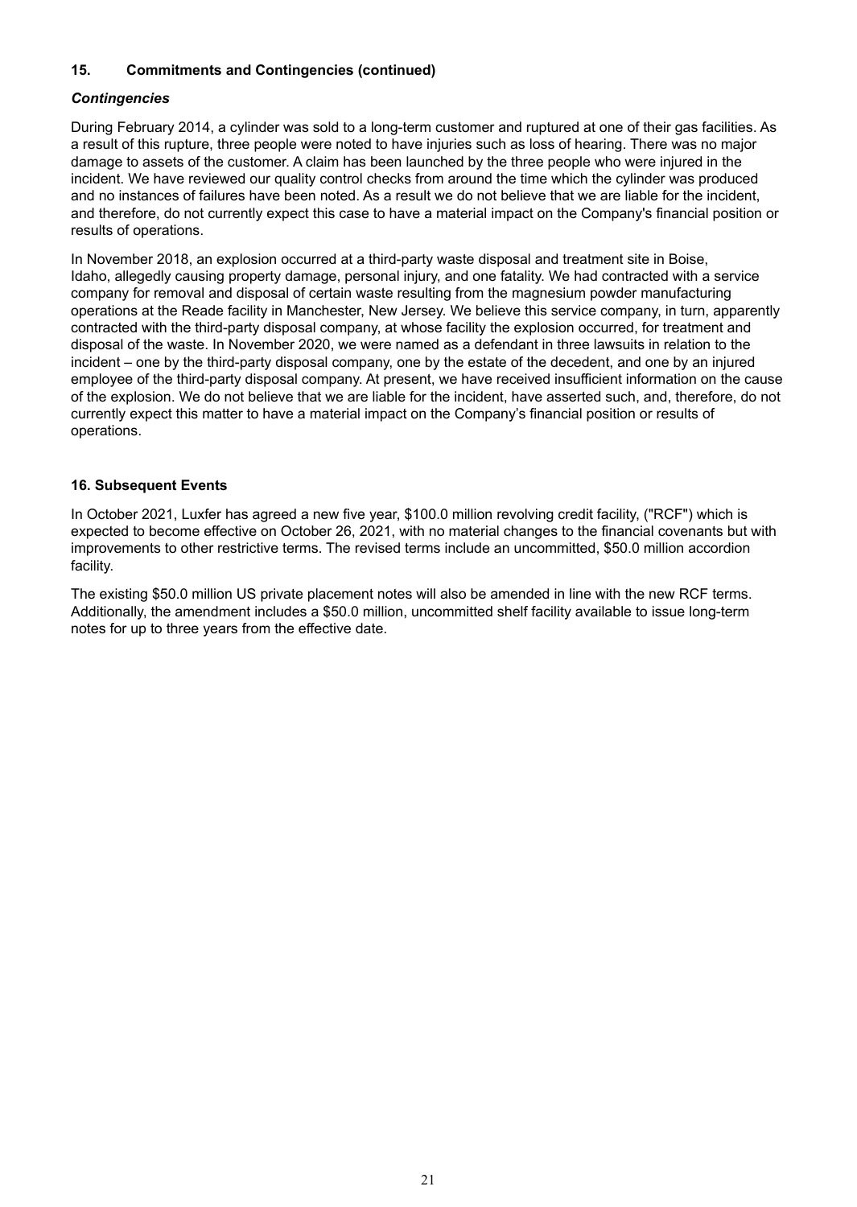## 15. Commitments and Contingencies (continued)

### *Contingencies*

During February 2014, a cylinder was sold to a long-term customer and ruptured at one of their gas facilities. As a result of this rupture, three people were noted to have injuries such as loss of hearing. There was no major damage to assets of the customer. A claim has been launched by the three people who were injured in the incident. We have reviewed our quality control checks from around the time which the cylinder was produced and no instances of failures have been noted. As a result we do not believe that we are liable for the incident, and therefore, do not currently expect this case to have a material impact on the Company's financial position or results of operations.

In November 2018, an explosion occurred at a third-party waste disposal and treatment site in Boise, Idaho, allegedly causing property damage, personal injury, and one fatality. We had contracted with a service company for removal and disposal of certain waste resulting from the magnesium powder manufacturing operations at the Reade facility in Manchester, New Jersey. We believe this service company, in turn, apparently contracted with the third-party disposal company, at whose facility the explosion occurred, for treatment and disposal of the waste. In November 2020, we were named as a defendant in three lawsuits in relation to the incident – one by the third-party disposal company, one by the estate of the decedent, and one by an injured employee of the third-party disposal company. At present, we have received insufficient information on the cause of the explosion. We do not believe that we are liable for the incident, have asserted such, and, therefore, do not currently expect this matter to have a material impact on the Company's financial position or results of operations.

## 16. Subsequent Events

In October 2021, Luxfer has agreed a new five year, $100.0 million revolving credit facility, ("RCF") which is expected to become effective on October 26, 2021, with no material changes to the financial covenants but with improvements to other restrictive terms. The revised terms include an uncommitted, $50.0 million accordion facility.

The existing $50.0 million US private placement notes will also be amended in line with the new RCF terms. Additionally, the amendment includes a $50.0 million, uncommitted shelf facility available to issue long-term notes for up to three years from the effective date.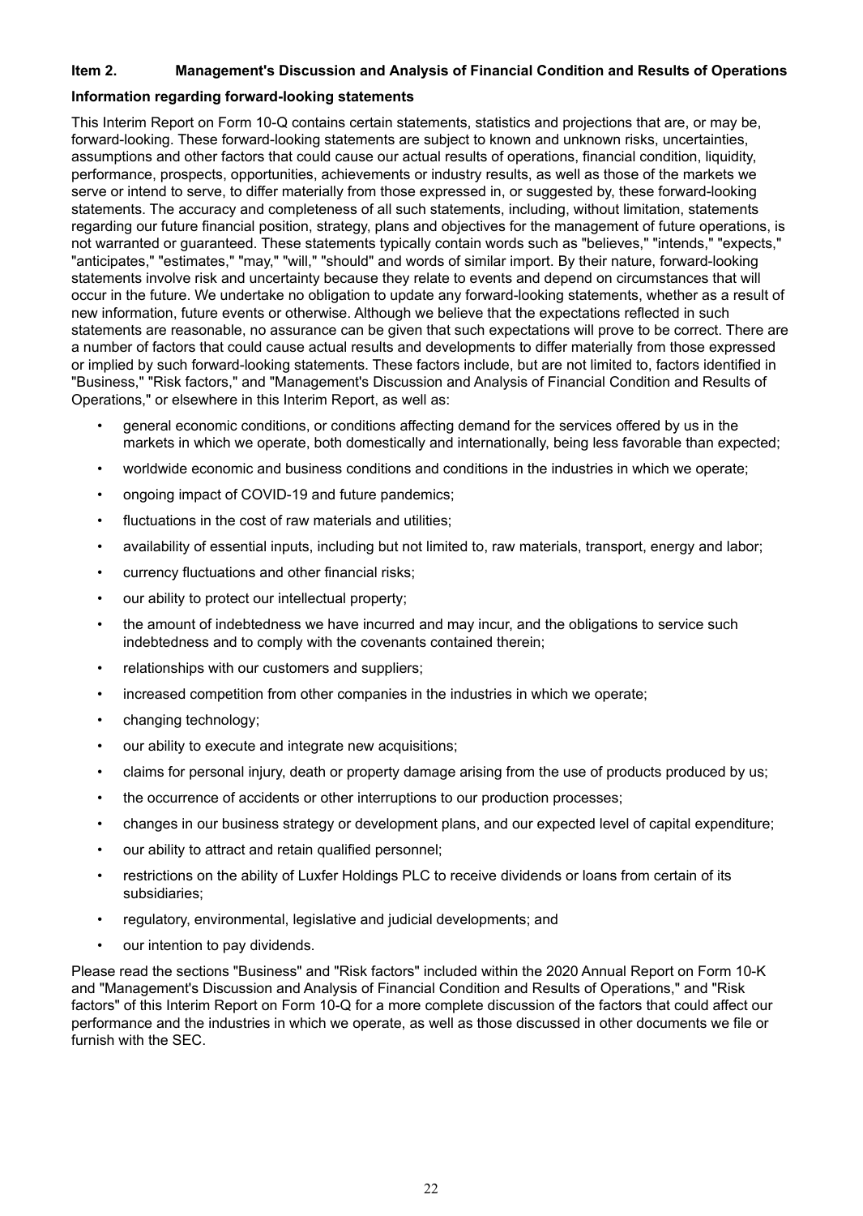## Item 2. Management's Discussion and Analysis of Financial Condition and Results of Operations

### Information regarding forward-looking statements

This Interim Report on Form 10-Q contains certain statements, statistics and projections that are, or may be, forward-looking. These forward-looking statements are subject to known and unknown risks, uncertainties, assumptions and other factors that could cause our actual results of operations, financial condition, liquidity, performance, prospects, opportunities, achievements or industry results, as well as those of the markets we serve or intend to serve, to differ materially from those expressed in, or suggested by, these forward-looking statements. The accuracy and completeness of all such statements, including, without limitation, statements regarding our future financial position, strategy, plans and objectives for the management of future operations, is not warranted or guaranteed. These statements typically contain words such as "believes," "intends," "expects," "anticipates," "estimates," "may," "will," "should" and words of similar import. By their nature, forward-looking statements involve risk and uncertainty because they relate to events and depend on circumstances that will occur in the future. We undertake no obligation to update any forward-looking statements, whether as a result of new information, future events or otherwise. Although we believe that the expectations reflected in such statements are reasonable, no assurance can be given that such expectations will prove to be correct. There are a number of factors that could cause actual results and developments to differ materially from those expressed or implied by such forward-looking statements. These factors include, but are not limited to, factors identified in "Business," "Risk factors," and "Management's Discussion and Analysis of Financial Condition and Results of Operations," or elsewhere in this Interim Report, as well as:

- general economic conditions, or conditions affecting demand for the services offered by us in the markets in which we operate, both domestically and internationally, being less favorable than expected;
- worldwide economic and business conditions and conditions in the industries in which we operate;
- ongoing impact of COVID-19 and future pandemics;
- fluctuations in the cost of raw materials and utilities;
- availability of essential inputs, including but not limited to, raw materials, transport, energy and labor;
- currency fluctuations and other financial risks;
- our ability to protect our intellectual property;
- the amount of indebtedness we have incurred and may incur, and the obligations to service such indebtedness and to comply with the covenants contained therein;
- relationships with our customers and suppliers;
- increased competition from other companies in the industries in which we operate;
- changing technology;
- our ability to execute and integrate new acquisitions;
- claims for personal injury, death or property damage arising from the use of products produced by us;
- the occurrence of accidents or other interruptions to our production processes;
- changes in our business strategy or development plans, and our expected level of capital expenditure;
- our ability to attract and retain qualified personnel;
- restrictions on the ability of Luxfer Holdings PLC to receive dividends or loans from certain of its subsidiaries;
- regulatory, environmental, legislative and judicial developments; and
- our intention to pay dividends.

Please read the sections "Business" and "Risk factors" included within the 2020 Annual Report on Form 10-K and "Management's Discussion and Analysis of Financial Condition and Results of Operations," and "Risk factors" of this Interim Report on Form 10-Q for a more complete discussion of the factors that could affect our performance and the industries in which we operate, as well as those discussed in other documents we file or furnish with the SEC.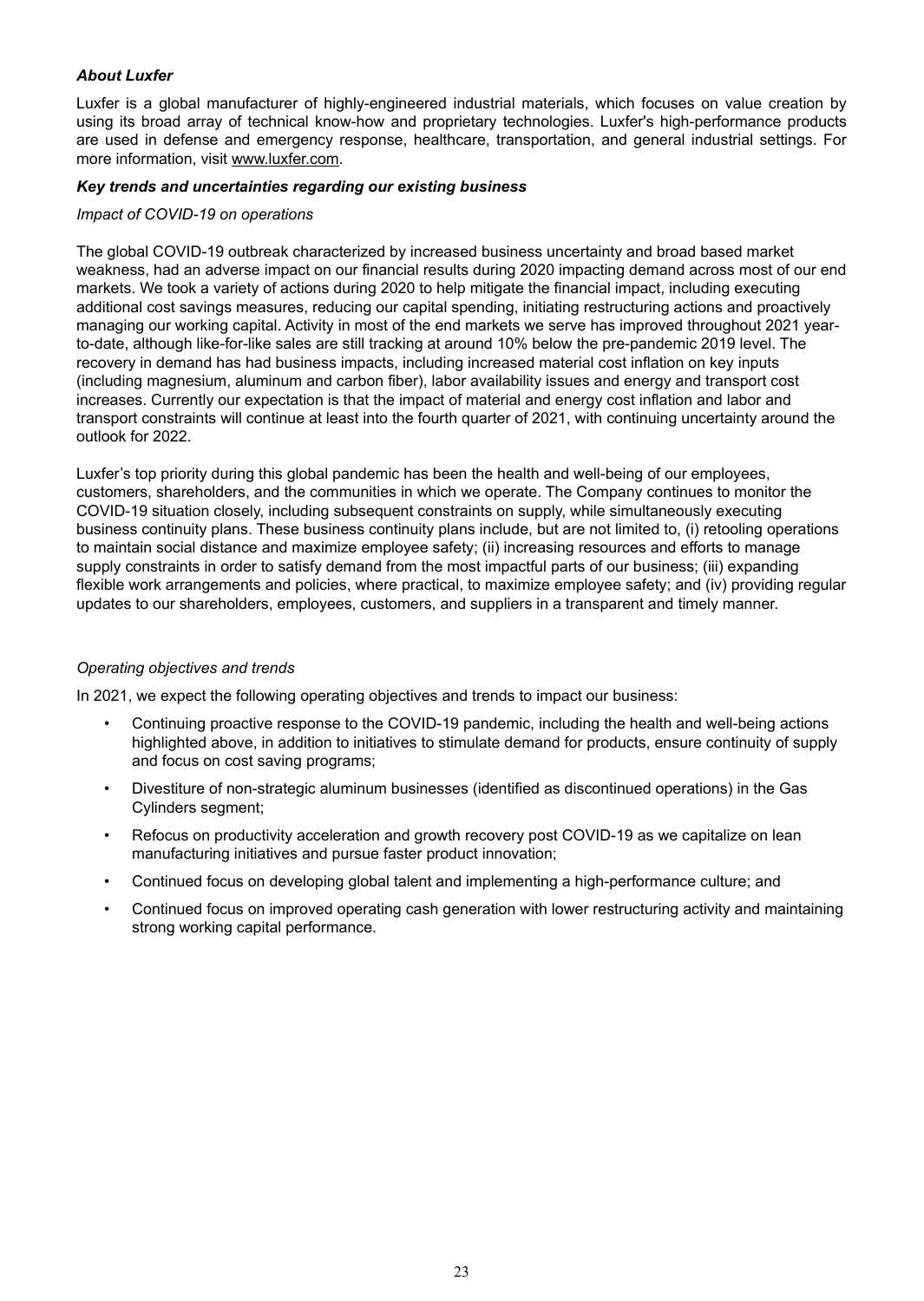***About Luxfer***

Luxfer is a global manufacturer of highly-engineered industrial materials, which focuses on value creation by using its broad array of technical know-how and proprietary technologies. Luxfer's high-performance products are used in defense and emergency response, healthcare, transportation, and general industrial settings. For more information, visit www.luxfer.com.

***Key trends and uncertainties regarding our existing business***

*Impact of COVID-19 on operations*

The global COVID-19 outbreak characterized by increased business uncertainty and broad based market weakness, had an adverse impact on our financial results during 2020 impacting demand across most of our end markets. We took a variety of actions during 2020 to help mitigate the financial impact, including executing additional cost savings measures, reducing our capital spending, initiating restructuring actions and proactively managing our working capital. Activity in most of the end markets we serve has improved throughout 2021 year-to-date, although like-for-like sales are still tracking at around 10% below the pre-pandemic 2019 level. The recovery in demand has had business impacts, including increased material cost inflation on key inputs (including magnesium, aluminum and carbon fiber), labor availability issues and energy and transport cost increases. Currently our expectation is that the impact of material and energy cost inflation and labor and transport constraints will continue at least into the fourth quarter of 2021, with continuing uncertainty around the outlook for 2022.

Luxfer's top priority during this global pandemic has been the health and well-being of our employees, customers, shareholders, and the communities in which we operate. The Company continues to monitor the COVID-19 situation closely, including subsequent constraints on supply, while simultaneously executing business continuity plans. These business continuity plans include, but are not limited to, (i) retooling operations to maintain social distance and maximize employee safety; (ii) increasing resources and efforts to manage supply constraints in order to satisfy demand from the most impactful parts of our business; (iii) expanding flexible work arrangements and policies, where practical, to maximize employee safety; and (iv) providing regular updates to our shareholders, employees, customers, and suppliers in a transparent and timely manner.

*Operating objectives and trends*

In 2021, we expect the following operating objectives and trends to impact our business:

- Continuing proactive response to the COVID-19 pandemic, including the health and well-being actions highlighted above, in addition to initiatives to stimulate demand for products, ensure continuity of supply and focus on cost saving programs;
- Divestiture of non-strategic aluminum businesses (identified as discontinued operations) in the Gas Cylinders segment;
- Refocus on productivity acceleration and growth recovery post COVID-19 as we capitalize on lean manufacturing initiatives and pursue faster product innovation;
- Continued focus on developing global talent and implementing a high-performance culture; and
- Continued focus on improved operating cash generation with lower restructuring activity and maintaining strong working capital performance.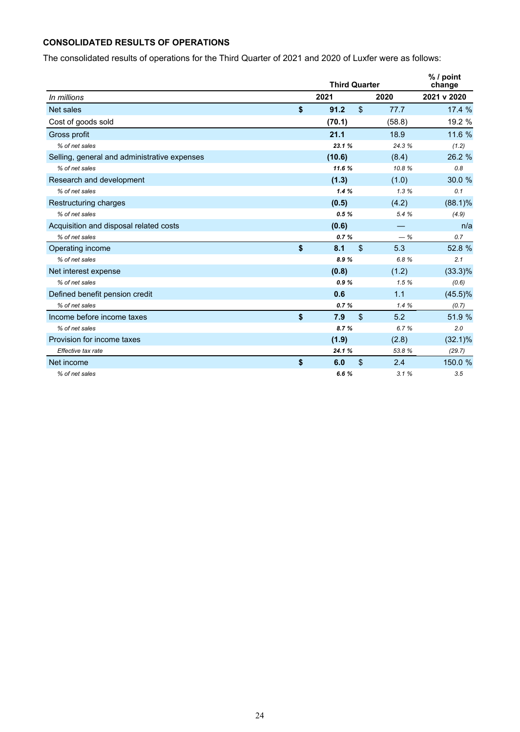**CONSOLIDATED RESULTS OF OPERATIONS**

The consolidated results of operations for the Third Quarter of 2021 and 2020 of Luxfer were as follows:

| | Third Quarter | | % / point change |
|---|---|---|---|
| *In millions* | **2021** | **2020** | **2021 v 2020** |
| Net sales | **$ 91.2** | $ 77.7 | 17.4 % |
| Cost of goods sold | **(70.1)** | (58.8) | 19.2 % |
| Gross profit | **21.1** | 18.9 | 11.6 % |
| *% of net sales* | ***23.1 %*** | *24.3 %* | *(1.2)* |
| Selling, general and administrative expenses | **(10.6)** | (8.4) | 26.2 % |
| *% of net sales* | ***11.6 %*** | *10.8 %* | *0.8* |
| Research and development | **(1.3)** | (1.0) | 30.0 % |
| *% of net sales* | ***1.4 %*** | *1.3 %* | *0.1* |
| Restructuring charges | **(0.5)** | (4.2) | (88.1)% |
| *% of net sales* | ***0.5 %*** | *5.4 %* | *(4.9)* |
| Acquisition and disposal related costs | **(0.6)** | — | n/a |
| *% of net sales* | ***0.7 %*** | *— %* | *0.7* |
| Operating income | **$ 8.1** | $ 5.3 | 52.8 % |
| *% of net sales* | ***8.9 %*** | *6.8 %* | *2.1* |
| Net interest expense | **(0.8)** | (1.2) | (33.3)% |
| *% of net sales* | ***0.9 %*** | *1.5 %* | *(0.6)* |
| Defined benefit pension credit | **0.6** | 1.1 | (45.5)% |
| *% of net sales* | ***0.7 %*** | *1.4 %* | *(0.7)* |
| Income before income taxes | **$ 7.9** | $ 5.2 | 51.9 % |
| *% of net sales* | ***8.7 %*** | *6.7 %* | *2.0* |
| Provision for income taxes | **(1.9)** | (2.8) | (32.1)% |
| *Effective tax rate* | ***24.1 %*** | *53.8 %* | *(29.7)* |
| Net income | **$ 6.0** | $ 2.4 | 150.0 % |
| *% of net sales* | ***6.6 %*** | *3.1 %* | *3.5* |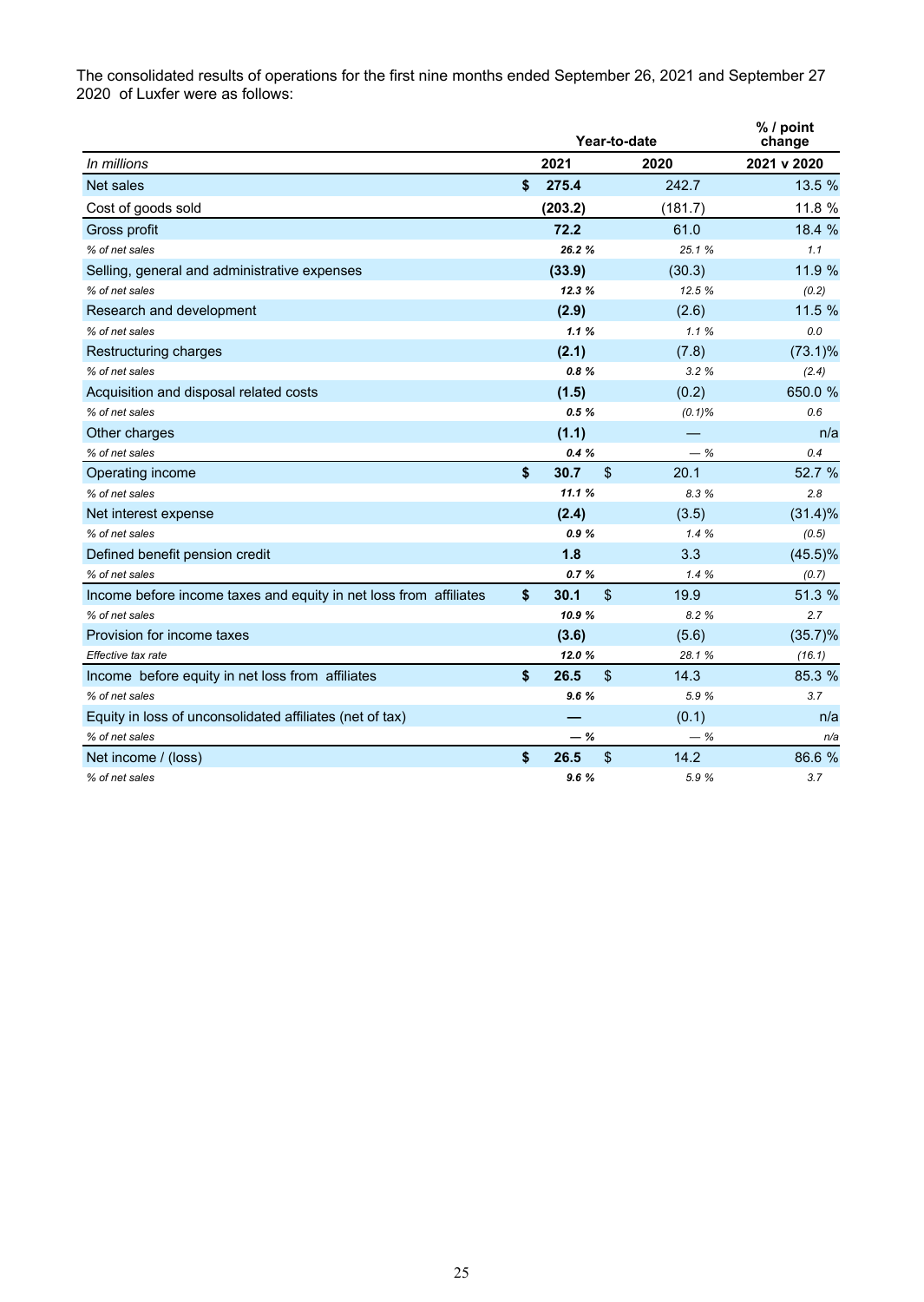The consolidated results of operations for the first nine months ended September 26, 2021 and September 27 2020 of Luxfer were as follows:

| | Year-to-date | | % / point change |
|---|---|---|---|
| *In millions* | **2021** | **2020** | **2021 v 2020** |
| Net sales | **$ 275.4** | 242.7 | 13.5 % |
| Cost of goods sold | **(203.2)** | (181.7) | 11.8 % |
| Gross profit | **72.2** | 61.0 | 18.4 % |
| *% of net sales* | ***26.2 %*** | *25.1 %* | *1.1* |
| Selling, general and administrative expenses | **(33.9)** | (30.3) | 11.9 % |
| *% of net sales* | ***12.3 %*** | *12.5 %* | *(0.2)* |
| Research and development | **(2.9)** | (2.6) | 11.5 % |
| *% of net sales* | ***1.1 %*** | *1.1 %* | *0.0* |
| Restructuring charges | **(2.1)** | (7.8) | (73.1)% |
| *% of net sales* | ***0.8 %*** | *3.2 %* | *(2.4)* |
| Acquisition and disposal related costs | **(1.5)** | (0.2) | 650.0 % |
| *% of net sales* | ***0.5 %*** | *(0.1)%* | *0.6* |
| Other charges | **(1.1)** | — | n/a |
| *% of net sales* | ***0.4 %*** | *— %* | *0.4* |
| Operating income | **$ 30.7** | $ 20.1 | 52.7 % |
| *% of net sales* | ***11.1 %*** | *8.3 %* | *2.8* |
| Net interest expense | **(2.4)** | (3.5) | (31.4)% |
| *% of net sales* | ***0.9 %*** | *1.4 %* | *(0.5)* |
| Defined benefit pension credit | **1.8** | 3.3 | (45.5)% |
| *% of net sales* | ***0.7 %*** | *1.4 %* | *(0.7)* |
| Income before income taxes and equity in net loss from affiliates | **$ 30.1** | $ 19.9 | 51.3 % |
| *% of net sales* | ***10.9 %*** | *8.2 %* | *2.7* |
| Provision for income taxes | **(3.6)** | (5.6) | (35.7)% |
| *Effective tax rate* | ***12.0 %*** | *28.1 %* | *(16.1)* |
| Income before equity in net loss from affiliates | **$ 26.5** | $ 14.3 | 85.3 % |
| *% of net sales* | ***9.6 %*** | *5.9 %* | *3.7* |
| Equity in loss of unconsolidated affiliates (net of tax) | **—** | (0.1) | n/a |
| *% of net sales* | ***— %*** | *— %* | *n/a* |
| Net income / (loss) | **$ 26.5** | $ 14.2 | 86.6 % |
| *% of net sales* | ***9.6 %*** | *5.9 %* | *3.7* |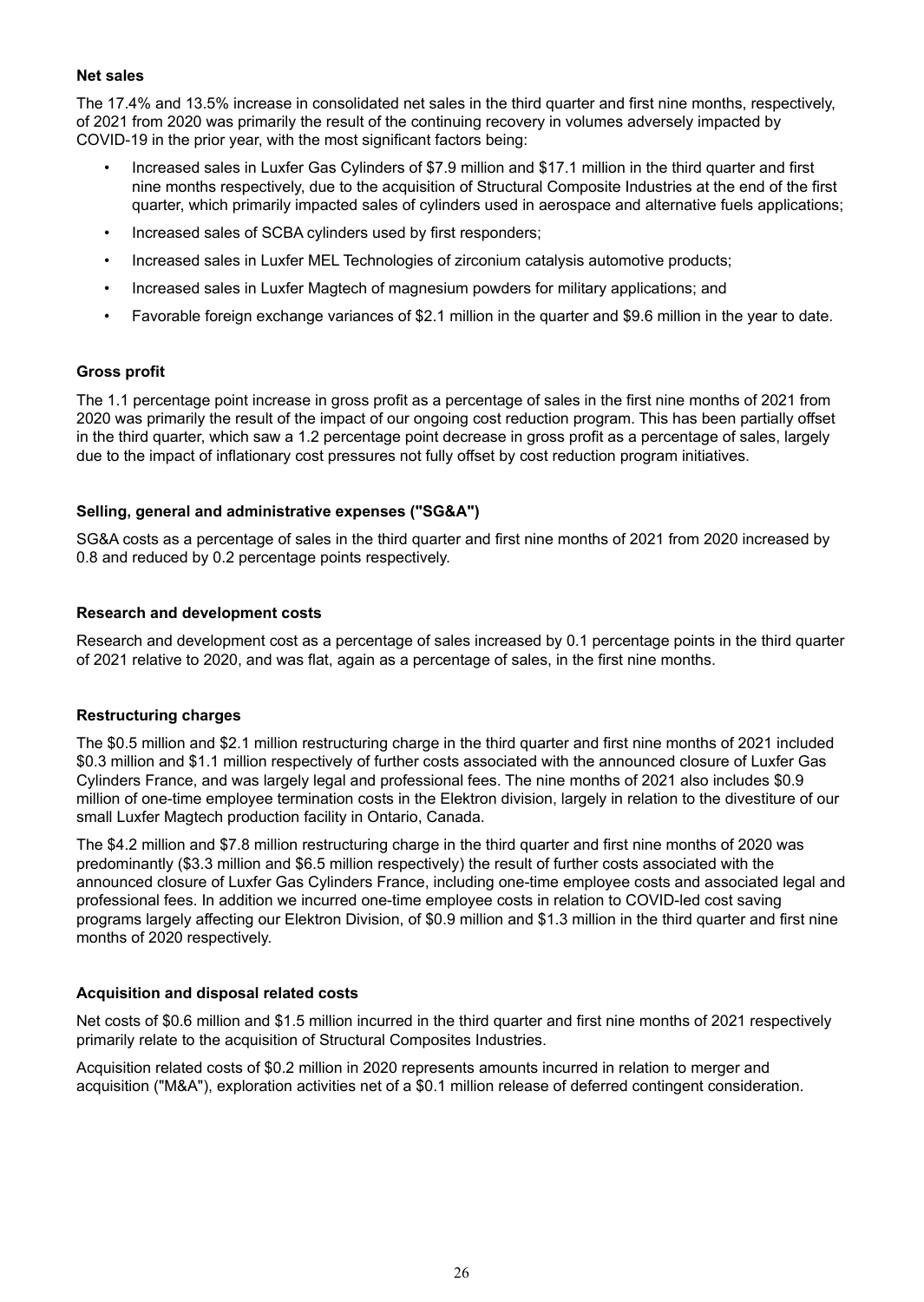**Net sales**

The 17.4% and 13.5% increase in consolidated net sales in the third quarter and first nine months, respectively, of 2021 from 2020 was primarily the result of the continuing recovery in volumes adversely impacted by COVID-19 in the prior year, with the most significant factors being:

- Increased sales in Luxfer Gas Cylinders of $7.9 million and $17.1 million in the third quarter and first nine months respectively, due to the acquisition of Structural Composite Industries at the end of the first quarter, which primarily impacted sales of cylinders used in aerospace and alternative fuels applications;
- Increased sales of SCBA cylinders used by first responders;
- Increased sales in Luxfer MEL Technologies of zirconium catalysis automotive products;
- Increased sales in Luxfer Magtech of magnesium powders for military applications; and
- Favorable foreign exchange variances of $2.1 million in the quarter and $9.6 million in the year to date.

**Gross profit**

The 1.1 percentage point increase in gross profit as a percentage of sales in the first nine months of 2021 from 2020 was primarily the result of the impact of our ongoing cost reduction program. This has been partially offset in the third quarter, which saw a 1.2 percentage point decrease in gross profit as a percentage of sales, largely due to the impact of inflationary cost pressures not fully offset by cost reduction program initiatives.

**Selling, general and administrative expenses ("SG&A")**

SG&A costs as a percentage of sales in the third quarter and first nine months of 2021 from 2020 increased by 0.8 and reduced by 0.2 percentage points respectively.

**Research and development costs**

Research and development cost as a percentage of sales increased by 0.1 percentage points in the third quarter of 2021 relative to 2020, and was flat, again as a percentage of sales, in the first nine months.

**Restructuring charges**

The $0.5 million and $2.1 million restructuring charge in the third quarter and first nine months of 2021 included $0.3 million and $1.1 million respectively of further costs associated with the announced closure of Luxfer Gas Cylinders France, and was largely legal and professional fees. The nine months of 2021 also includes $0.9 million of one-time employee termination costs in the Elektron division, largely in relation to the divestiture of our small Luxfer Magtech production facility in Ontario, Canada.

The $4.2 million and $7.8 million restructuring charge in the third quarter and first nine months of 2020 was predominantly ($3.3 million and $6.5 million respectively) the result of further costs associated with the announced closure of Luxfer Gas Cylinders France, including one-time employee costs and associated legal and professional fees. In addition we incurred one-time employee costs in relation to COVID-led cost saving programs largely affecting our Elektron Division, of $0.9 million and $1.3 million in the third quarter and first nine months of 2020 respectively.

**Acquisition and disposal related costs**

Net costs of $0.6 million and $1.5 million incurred in the third quarter and first nine months of 2021 respectively primarily relate to the acquisition of Structural Composites Industries.

Acquisition related costs of $0.2 million in 2020 represents amounts incurred in relation to merger and acquisition ("M&A"), exploration activities net of a $0.1 million release of deferred contingent consideration.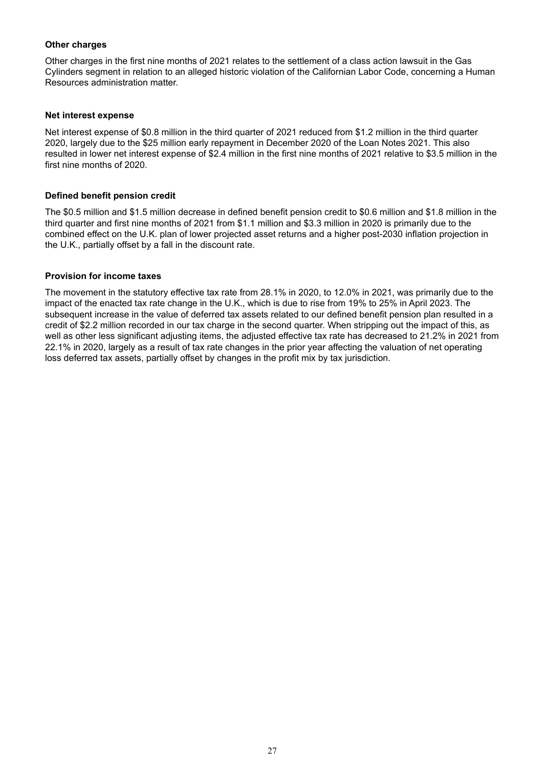**Other charges**

Other charges in the first nine months of 2021 relates to the settlement of a class action lawsuit in the Gas Cylinders segment in relation to an alleged historic violation of the Californian Labor Code, concerning a Human Resources administration matter.

**Net interest expense**

Net interest expense of $0.8 million in the third quarter of 2021 reduced from $1.2 million in the third quarter 2020, largely due to the $25 million early repayment in December 2020 of the Loan Notes 2021. This also resulted in lower net interest expense of $2.4 million in the first nine months of 2021 relative to $3.5 million in the first nine months of 2020.

**Defined benefit pension credit**

The $0.5 million and $1.5 million decrease in defined benefit pension credit to $0.6 million and $1.8 million in the third quarter and first nine months of 2021 from $1.1 million and $3.3 million in 2020 is primarily due to the combined effect on the U.K. plan of lower projected asset returns and a higher post-2030 inflation projection in the U.K., partially offset by a fall in the discount rate.

**Provision for income taxes**

The movement in the statutory effective tax rate from 28.1% in 2020, to 12.0% in 2021, was primarily due to the impact of the enacted tax rate change in the U.K., which is due to rise from 19% to 25% in April 2023. The subsequent increase in the value of deferred tax assets related to our defined benefit pension plan resulted in a credit of $2.2 million recorded in our tax charge in the second quarter. When stripping out the impact of this, as well as other less significant adjusting items, the adjusted effective tax rate has decreased to 21.2% in 2021 from 22.1% in 2020, largely as a result of tax rate changes in the prior year affecting the valuation of net operating loss deferred tax assets, partially offset by changes in the profit mix by tax jurisdiction.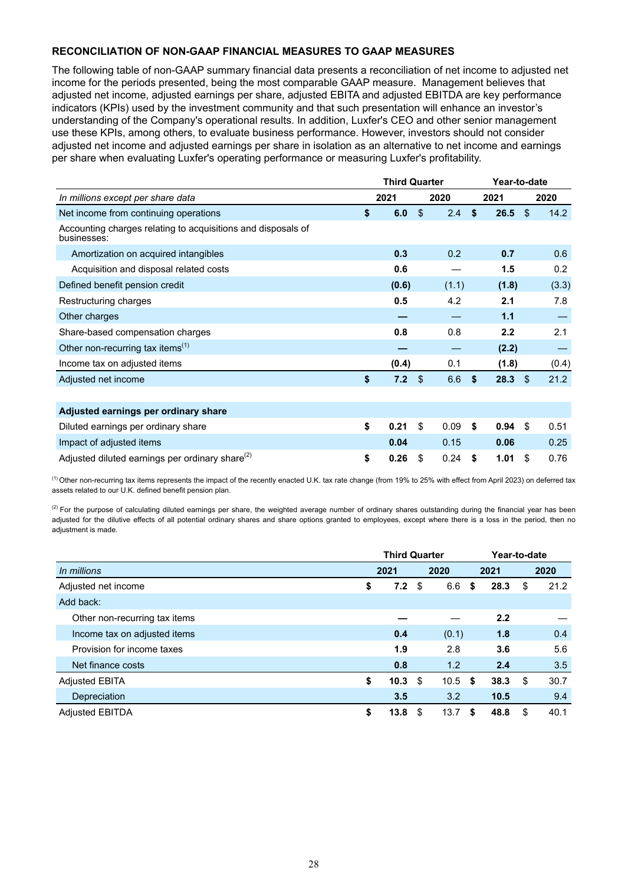### RECONCILIATION OF NON-GAAP FINANCIAL MEASURES TO GAAP MEASURES

The following table of non-GAAP summary financial data presents a reconciliation of net income to adjusted net income for the periods presented, being the most comparable GAAP measure. Management believes that adjusted net income, adjusted earnings per share, adjusted EBITA and adjusted EBITDA are key performance indicators (KPIs) used by the investment community and that such presentation will enhance an investor's understanding of the Company's operational results. In addition, Luxfer's CEO and other senior management use these KPIs, among others, to evaluate business performance. However, investors should not consider adjusted net income and adjusted earnings per share in isolation as an alternative to net income and earnings per share when evaluating Luxfer's operating performance or measuring Luxfer's profitability.

| | Third Quarter | | Year-to-date | |
|---|---|---|---|---|
| *In millions except per share data* | **2021** | **2020** | **2021** | **2020** |
| Net income from continuing operations | **$ 6.0** | $ 2.4 | **$ 26.5** | $ 14.2 |
| Accounting charges relating to acquisitions and disposals of businesses: | | | | |
| Amortization on acquired intangibles | **0.3** | 0.2 | **0.7** | 0.6 |
| Acquisition and disposal related costs | **0.6** | — | **1.5** | 0.2 |
| Defined benefit pension credit | **(0.6)** | (1.1) | **(1.8)** | (3.3) |
| Restructuring charges | **0.5** | 4.2 | **2.1** | 7.8 |
| Other charges | **—** | — | **1.1** | — |
| Share-based compensation charges | **0.8** | 0.8 | **2.2** | 2.1 |
| Other non-recurring tax items[1] | **—** | — | **(2.2)** | — |
| Income tax on adjusted items | **(0.4)** | 0.1 | **(1.8)** | (0.4) |
| Adjusted net income | **$ 7.2** | $ 6.6 | **$ 28.3** | $ 21.2 |
| | | | | |
| **Adjusted earnings per ordinary share** | | | | |
| Diluted earnings per ordinary share | **$ 0.21** | $ 0.09 | **$ 0.94** | $ 0.51 |
| Impact of adjusted items | **0.04** | 0.15 | **0.06** | 0.25 |
| Adjusted diluted earnings per ordinary share[2] | **$ 0.26** | $ 0.24 | **$ 1.01** | $ 0.76 |

[1] Other non-recurring tax items represents the impact of the recently enacted U.K. tax rate change (from 19% to 25% with effect from April 2023) on deferred tax assets related to our U.K. defined benefit pension plan.

[2] For the purpose of calculating diluted earnings per share, the weighted average number of ordinary shares outstanding during the financial year has been adjusted for the dilutive effects of all potential ordinary shares and share options granted to employees, except where there is a loss in the period, then no adjustment is made.

| | Third Quarter | | Year-to-date | |
|---|---|---|---|---|
| *In millions* | **2021** | **2020** | **2021** | **2020** |
| Adjusted net income | **$ 7.2** | $ 6.6 | **$ 28.3** | $ 21.2 |
| Add back: | | | | |
| Other non-recurring tax items | **—** | — | **2.2** | — |
| Income tax on adjusted items | **0.4** | (0.1) | **1.8** | 0.4 |
| Provision for income taxes | **1.9** | 2.8 | **3.6** | 5.6 |
| Net finance costs | **0.8** | 1.2 | **2.4** | 3.5 |
| Adjusted EBITA | **$ 10.3** | $ 10.5 | **$ 38.3** | $ 30.7 |
| Depreciation | **3.5** | 3.2 | **10.5** | 9.4 |
| Adjusted EBITDA | **$ 13.8** | $ 13.7 | **$ 48.8** | $ 40.1 |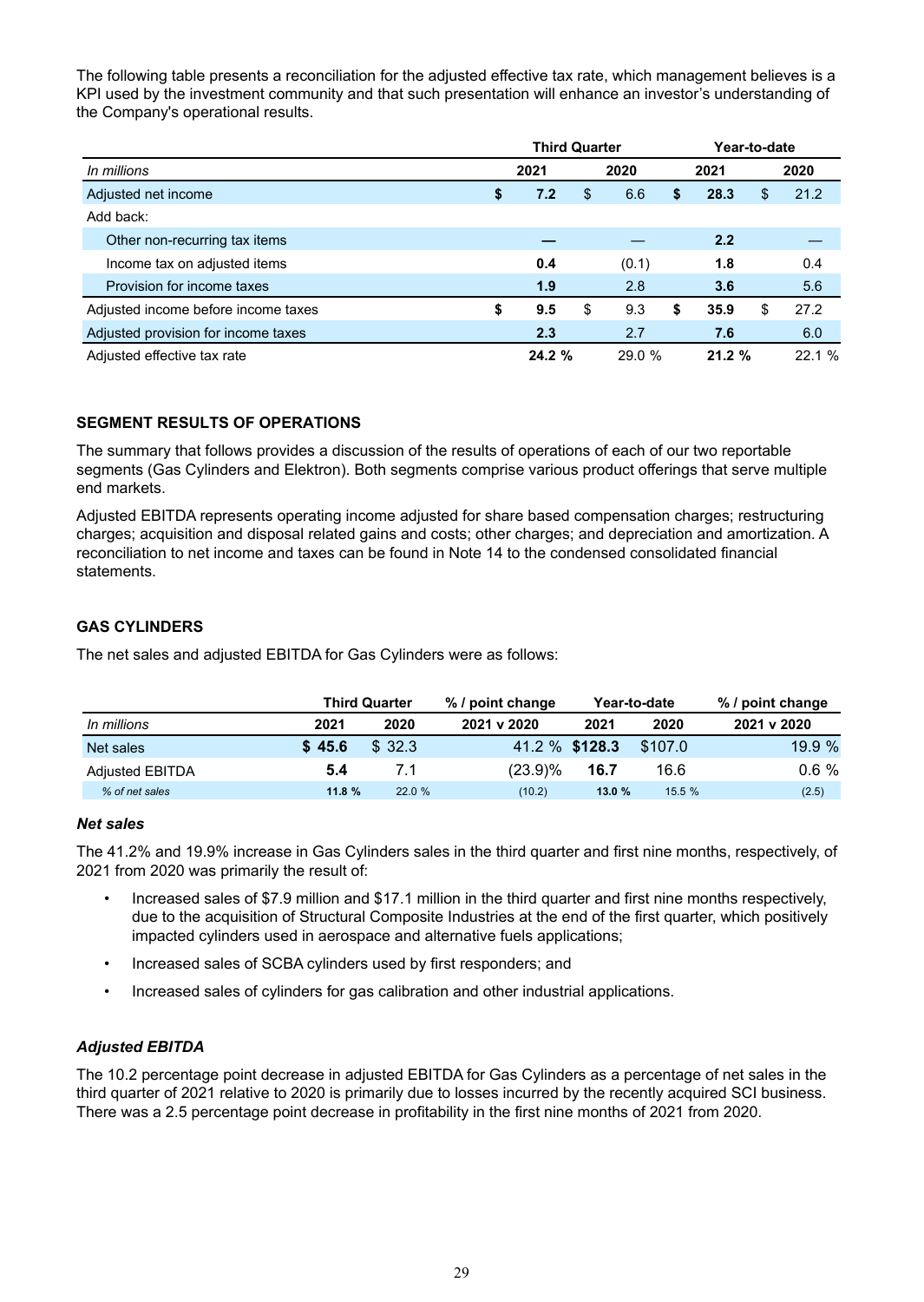The following table presents a reconciliation for the adjusted effective tax rate, which management believes is a KPI used by the investment community and that such presentation will enhance an investor's understanding of the Company's operational results.

| | Third Quarter | | Year-to-date | |
|---|---|---|---|---|
| *In millions* | **2021** | 2020 | **2021** | 2020 |
| Adjusted net income | **$ 7.2** | $ 6.6 | **$ 28.3** | $ 21.2 |
| Add back: | | | | |
| Other non-recurring tax items | **—** | — | **2.2** | — |
| Income tax on adjusted items | **0.4** | (0.1) | **1.8** | 0.4 |
| Provision for income taxes | **1.9** | 2.8 | **3.6** | 5.6 |
| Adjusted income before income taxes | **$ 9.5** | $ 9.3 | **$ 35.9** | $ 27.2 |
| Adjusted provision for income taxes | **2.3** | 2.7 | **7.6** | 6.0 |
| Adjusted effective tax rate | **24.2 %** | 29.0 % | **21.2 %** | 22.1 % |

### SEGMENT RESULTS OF OPERATIONS

The summary that follows provides a discussion of the results of operations of each of our two reportable segments (Gas Cylinders and Elektron). Both segments comprise various product offerings that serve multiple end markets.

Adjusted EBITDA represents operating income adjusted for share based compensation charges; restructuring charges; acquisition and disposal related gains and costs; other charges; and depreciation and amortization. A reconciliation to net income and taxes can be found in Note 14 to the condensed consolidated financial statements.

### GAS CYLINDERS

The net sales and adjusted EBITDA for Gas Cylinders were as follows:

| | Third Quarter | | % / point change | Year-to-date | | % / point change |
|---|---|---|---|---|---|---|
| *In millions* | **2021** | 2020 | 2021 v 2020 | **2021** | 2020 | 2021 v 2020 |
| Net sales | **$ 45.6** | $ 32.3 | 41.2 % | **$128.3** | $107.0 | 19.9 % |
| Adjusted EBITDA | **5.4** | 7.1 | (23.9)% | **16.7** | 16.6 | 0.6 % |
| *% of net sales* | **11.8 %** | 22.0 % | (10.2) | **13.0 %** | 15.5 % | (2.5) |

***Net sales***

The 41.2% and 19.9% increase in Gas Cylinders sales in the third quarter and first nine months, respectively, of 2021 from 2020 was primarily the result of:

- Increased sales of $7.9 million and $17.1 million in the third quarter and first nine months respectively, due to the acquisition of Structural Composite Industries at the end of the first quarter, which positively impacted cylinders used in aerospace and alternative fuels applications;
- Increased sales of SCBA cylinders used by first responders; and
- Increased sales of cylinders for gas calibration and other industrial applications.

***Adjusted EBITDA***

The 10.2 percentage point decrease in adjusted EBITDA for Gas Cylinders as a percentage of net sales in the third quarter of 2021 relative to 2020 is primarily due to losses incurred by the recently acquired SCI business. There was a 2.5 percentage point decrease in profitability in the first nine months of 2021 from 2020.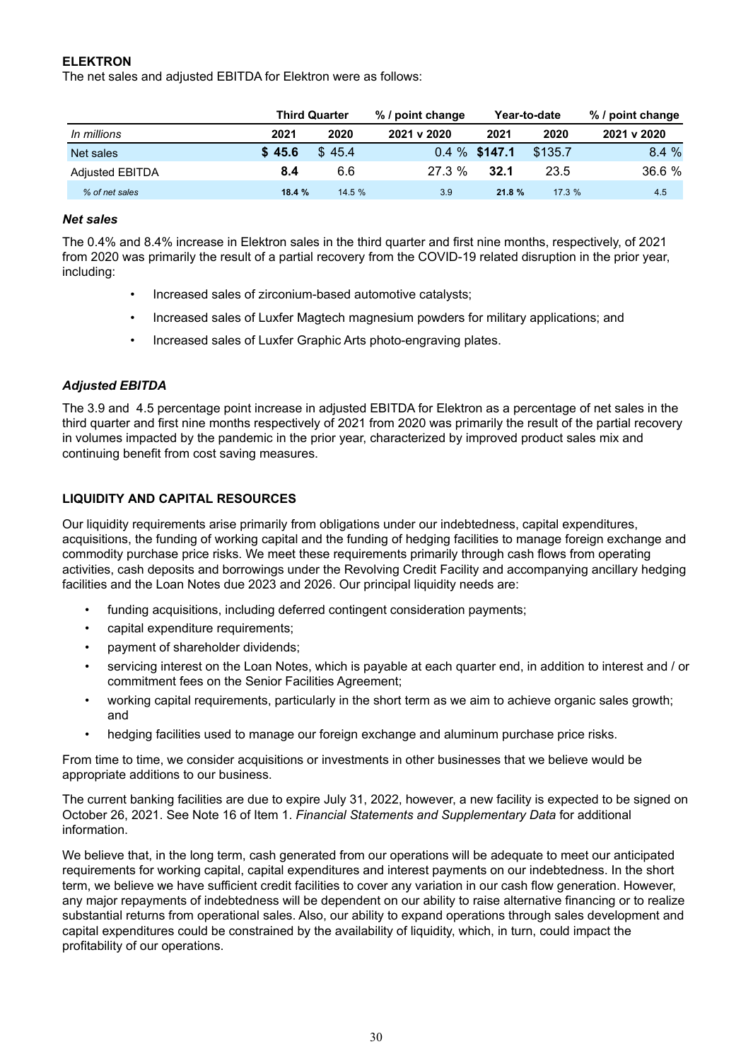## ELEKTRON

The net sales and adjusted EBITDA for Elektron were as follows:

| | Third Quarter | | % / point change | Year-to-date | | % / point change |
|---|---|---|---|---|---|---|
| *In millions* | **2021** | **2020** | **2021 v 2020** | **2021** | **2020** | **2021 v 2020** |
| Net sales | **$ 45.6** | $ 45.4 | 0.4 % | **$147.1** | $135.7 | 8.4 % |
| Adjusted EBITDA | **8.4** | 6.6 | 27.3 % | **32.1** | 23.5 | 36.6 % |
| *% of net sales* | **18.4 %** | 14.5 % | 3.9 | **21.8 %** | 17.3 % | 4.5 |

### *Net sales*

The 0.4% and 8.4% increase in Elektron sales in the third quarter and first nine months, respectively, of 2021 from 2020 was primarily the result of a partial recovery from the COVID-19 related disruption in the prior year, including:

- Increased sales of zirconium-based automotive catalysts;
- Increased sales of Luxfer Magtech magnesium powders for military applications; and
- Increased sales of Luxfer Graphic Arts photo-engraving plates.

### *Adjusted EBITDA*

The 3.9 and 4.5 percentage point increase in adjusted EBITDA for Elektron as a percentage of net sales in the third quarter and first nine months respectively of 2021 from 2020 was primarily the result of the partial recovery in volumes impacted by the pandemic in the prior year, characterized by improved product sales mix and continuing benefit from cost saving measures.

## LIQUIDITY AND CAPITAL RESOURCES

Our liquidity requirements arise primarily from obligations under our indebtedness, capital expenditures, acquisitions, the funding of working capital and the funding of hedging facilities to manage foreign exchange and commodity purchase price risks. We meet these requirements primarily through cash flows from operating activities, cash deposits and borrowings under the Revolving Credit Facility and accompanying ancillary hedging facilities and the Loan Notes due 2023 and 2026. Our principal liquidity needs are:

- funding acquisitions, including deferred contingent consideration payments;
- capital expenditure requirements;
- payment of shareholder dividends;
- servicing interest on the Loan Notes, which is payable at each quarter end, in addition to interest and / or commitment fees on the Senior Facilities Agreement;
- working capital requirements, particularly in the short term as we aim to achieve organic sales growth; and
- hedging facilities used to manage our foreign exchange and aluminum purchase price risks.

From time to time, we consider acquisitions or investments in other businesses that we believe would be appropriate additions to our business.

The current banking facilities are due to expire July 31, 2022, however, a new facility is expected to be signed on October 26, 2021. See Note 16 of Item 1. *Financial Statements and Supplementary Data* for additional information.

We believe that, in the long term, cash generated from our operations will be adequate to meet our anticipated requirements for working capital, capital expenditures and interest payments on our indebtedness. In the short term, we believe we have sufficient credit facilities to cover any variation in our cash flow generation. However, any major repayments of indebtedness will be dependent on our ability to raise alternative financing or to realize substantial returns from operational sales. Also, our ability to expand operations through sales development and capital expenditures could be constrained by the availability of liquidity, which, in turn, could impact the profitability of our operations.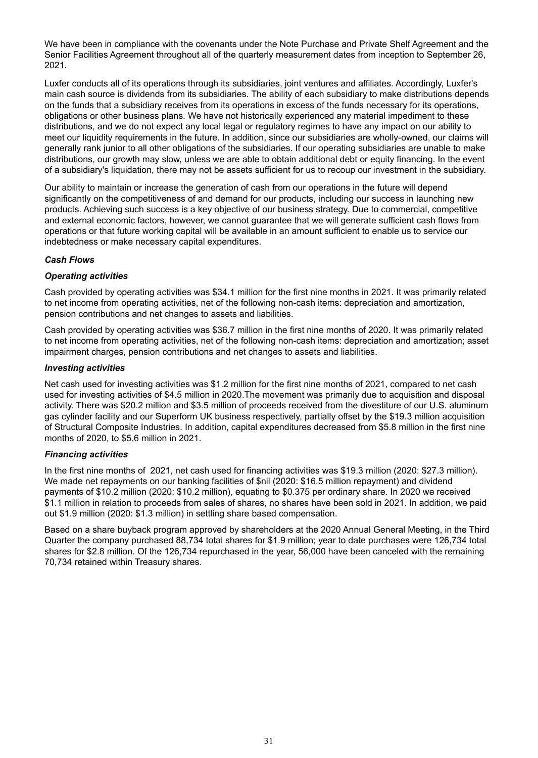We have been in compliance with the covenants under the Note Purchase and Private Shelf Agreement and the Senior Facilities Agreement throughout all of the quarterly measurement dates from inception to September 26, 2021.

Luxfer conducts all of its operations through its subsidiaries, joint ventures and affiliates. Accordingly, Luxfer's main cash source is dividends from its subsidiaries. The ability of each subsidiary to make distributions depends on the funds that a subsidiary receives from its operations in excess of the funds necessary for its operations, obligations or other business plans. We have not historically experienced any material impediment to these distributions, and we do not expect any local legal or regulatory regimes to have any impact on our ability to meet our liquidity requirements in the future. In addition, since our subsidiaries are wholly-owned, our claims will generally rank junior to all other obligations of the subsidiaries. If our operating subsidiaries are unable to make distributions, our growth may slow, unless we are able to obtain additional debt or equity financing. In the event of a subsidiary's liquidation, there may not be assets sufficient for us to recoup our investment in the subsidiary.

Our ability to maintain or increase the generation of cash from our operations in the future will depend significantly on the competitiveness of and demand for our products, including our success in launching new products. Achieving such success is a key objective of our business strategy. Due to commercial, competitive and external economic factors, however, we cannot guarantee that we will generate sufficient cash flows from operations or that future working capital will be available in an amount sufficient to enable us to service our indebtedness or make necessary capital expenditures.

***Cash Flows***

***Operating activities***

Cash provided by operating activities was $34.1 million for the first nine months in 2021. It was primarily related to net income from operating activities, net of the following non-cash items: depreciation and amortization, pension contributions and net changes to assets and liabilities.

Cash provided by operating activities was $36.7 million in the first nine months of 2020. It was primarily related to net income from operating activities, net of the following non-cash items: depreciation and amortization; asset impairment charges, pension contributions and net changes to assets and liabilities.

***Investing activities***

Net cash used for investing activities was $1.2 million for the first nine months of 2021, compared to net cash used for investing activities of $4.5 million in 2020.The movement was primarily due to acquisition and disposal activity. There was $20.2 million and $3.5 million of proceeds received from the divestiture of our U.S. aluminum gas cylinder facility and our Superform UK business respectively, partially offset by the $19.3 million acquisition of Structural Composite Industries. In addition, capital expenditures decreased from $5.8 million in the first nine months of 2020, to $5.6 million in 2021.

***Financing activities***

In the first nine months of 2021, net cash used for financing activities was $19.3 million (2020: $27.3 million). We made net repayments on our banking facilities of $nil (2020: $16.5 million repayment) and dividend payments of $10.2 million (2020: $10.2 million), equating to $0.375 per ordinary share. In 2020 we received $1.1 million in relation to proceeds from sales of shares, no shares have been sold in 2021. In addition, we paid out $1.9 million (2020: $1.3 million) in settling share based compensation.

Based on a share buyback program approved by shareholders at the 2020 Annual General Meeting, in the Third Quarter the company purchased 88,734 total shares for $1.9 million; year to date purchases were 126,734 total shares for $2.8 million. Of the 126,734 repurchased in the year, 56,000 have been canceled with the remaining 70,734 retained within Treasury shares.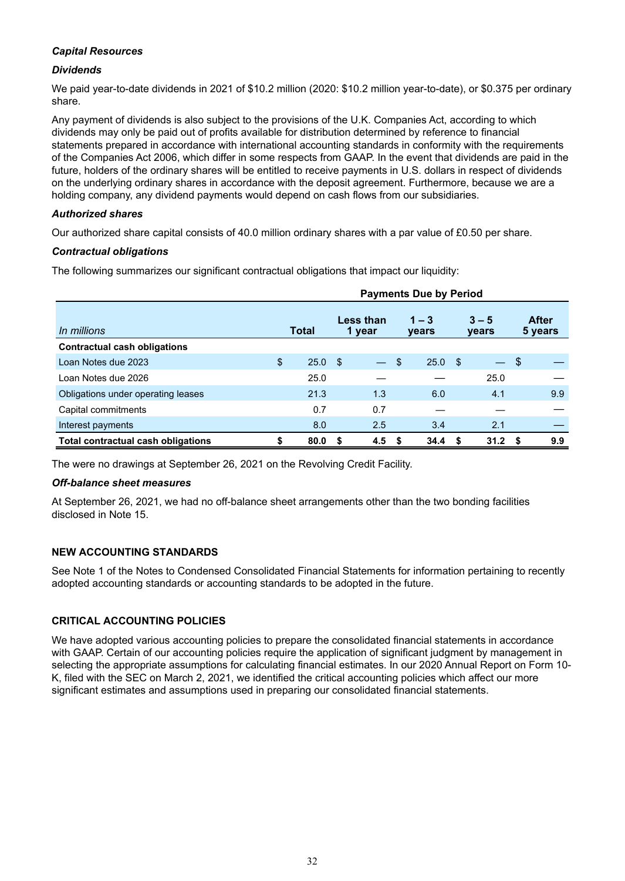***Capital Resources***

***Dividends***

We paid year-to-date dividends in 2021 of $10.2 million (2020: $10.2 million year-to-date), or $0.375 per ordinary share.

Any payment of dividends is also subject to the provisions of the U.K. Companies Act, according to which dividends may only be paid out of profits available for distribution determined by reference to financial statements prepared in accordance with international accounting standards in conformity with the requirements of the Companies Act 2006, which differ in some respects from GAAP. In the event that dividends are paid in the future, holders of the ordinary shares will be entitled to receive payments in U.S. dollars in respect of dividends on the underlying ordinary shares in accordance with the deposit agreement. Furthermore, because we are a holding company, any dividend payments would depend on cash flows from our subsidiaries.

***Authorized shares***

Our authorized share capital consists of 40.0 million ordinary shares with a par value of £0.50 per share.

***Contractual obligations***

The following summarizes our significant contractual obligations that impact our liquidity:

| | Payments Due by Period | | | | |
|---|---|---|---|---|---|
| *In millions* | **Total** | **Less than 1 year** | **1 – 3 years** | **3 – 5 years** | **After 5 years** |
| **Contractual cash obligations** | | | | | |
| Loan Notes due 2023 | $ 25.0 | $ — | $ 25.0 | $ — | $ — |
| Loan Notes due 2026 | 25.0 | — | — | 25.0 | — |
| Obligations under operating leases | 21.3 | 1.3 | 6.0 | 4.1 | 9.9 |
| Capital commitments | 0.7 | 0.7 | — | — | — |
| Interest payments | 8.0 | 2.5 | 3.4 | 2.1 | — |
| **Total contractual cash obligations** | **$ 80.0** | **$ 4.5** | **$ 34.4** | **$ 31.2** | **$ 9.9** |

The were no drawings at September 26, 2021 on the Revolving Credit Facility.

***Off-balance sheet measures***

At September 26, 2021, we had no off-balance sheet arrangements other than the two bonding facilities disclosed in Note 15.

## NEW ACCOUNTING STANDARDS

See Note 1 of the Notes to Condensed Consolidated Financial Statements for information pertaining to recently adopted accounting standards or accounting standards to be adopted in the future.

## CRITICAL ACCOUNTING POLICIES

We have adopted various accounting policies to prepare the consolidated financial statements in accordance with GAAP. Certain of our accounting policies require the application of significant judgment by management in selecting the appropriate assumptions for calculating financial estimates. In our 2020 Annual Report on Form 10-K, filed with the SEC on March 2, 2021, we identified the critical accounting policies which affect our more significant estimates and assumptions used in preparing our consolidated financial statements.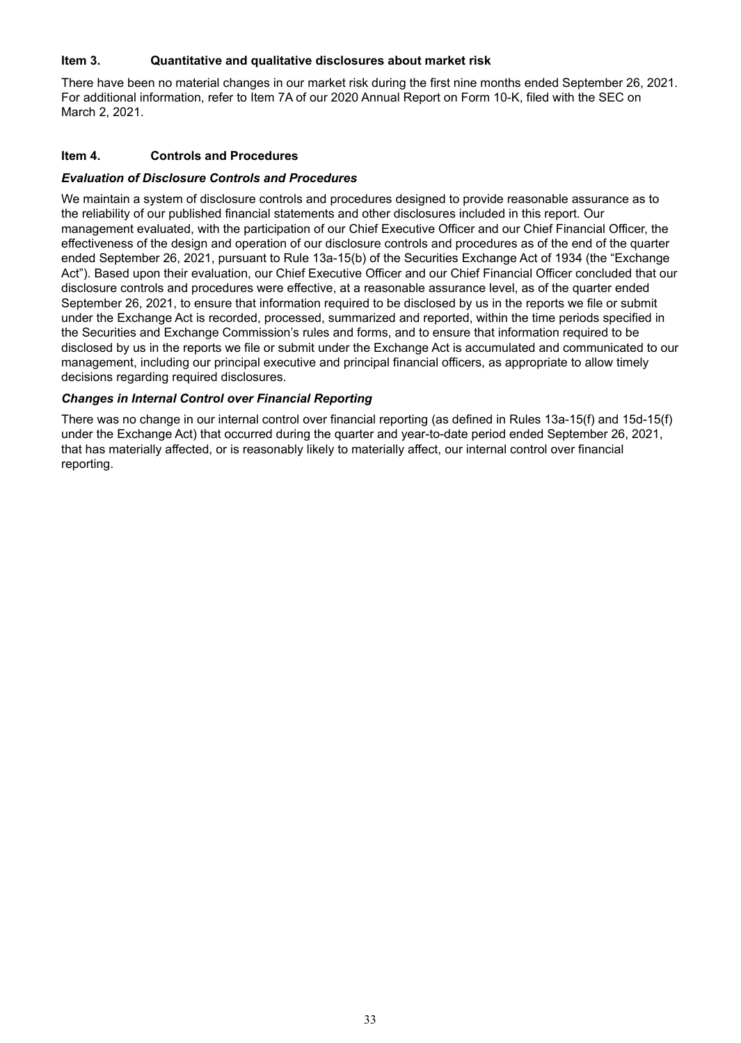## Item 3. Quantitative and qualitative disclosures about market risk

There have been no material changes in our market risk during the first nine months ended September 26, 2021. For additional information, refer to Item 7A of our 2020 Annual Report on Form 10-K, filed with the SEC on March 2, 2021.

## Item 4. Controls and Procedures

### *Evaluation of Disclosure Controls and Procedures*

We maintain a system of disclosure controls and procedures designed to provide reasonable assurance as to the reliability of our published financial statements and other disclosures included in this report. Our management evaluated, with the participation of our Chief Executive Officer and our Chief Financial Officer, the effectiveness of the design and operation of our disclosure controls and procedures as of the end of the quarter ended September 26, 2021, pursuant to Rule 13a-15(b) of the Securities Exchange Act of 1934 (the "Exchange Act"). Based upon their evaluation, our Chief Executive Officer and our Chief Financial Officer concluded that our disclosure controls and procedures were effective, at a reasonable assurance level, as of the quarter ended September 26, 2021, to ensure that information required to be disclosed by us in the reports we file or submit under the Exchange Act is recorded, processed, summarized and reported, within the time periods specified in the Securities and Exchange Commission's rules and forms, and to ensure that information required to be disclosed by us in the reports we file or submit under the Exchange Act is accumulated and communicated to our management, including our principal executive and principal financial officers, as appropriate to allow timely decisions regarding required disclosures.

### *Changes in Internal Control over Financial Reporting*

There was no change in our internal control over financial reporting (as defined in Rules 13a-15(f) and 15d-15(f) under the Exchange Act) that occurred during the quarter and year-to-date period ended September 26, 2021, that has materially affected, or is reasonably likely to materially affect, our internal control over financial reporting.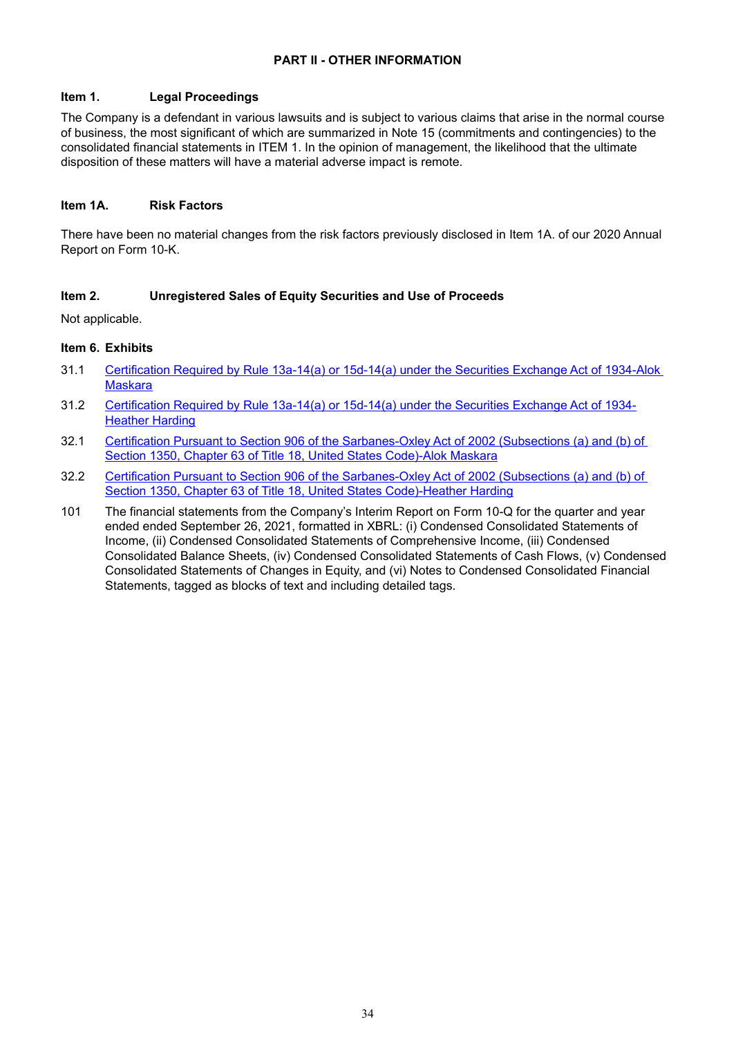## PART II - OTHER INFORMATION

### Item 1. Legal Proceedings

The Company is a defendant in various lawsuits and is subject to various claims that arise in the normal course of business, the most significant of which are summarized in Note 15 (commitments and contingencies) to the consolidated financial statements in ITEM 1. In the opinion of management, the likelihood that the ultimate disposition of these matters will have a material adverse impact is remote.

### Item 1A. Risk Factors

There have been no material changes from the risk factors previously disclosed in Item 1A. of our 2020 Annual Report on Form 10-K.

### Item 2. Unregistered Sales of Equity Securities and Use of Proceeds

Not applicable.

### Item 6. Exhibits

31.1 Certification Required by Rule 13a-14(a) or 15d-14(a) under the Securities Exchange Act of 1934-Alok Maskara

31.2 Certification Required by Rule 13a-14(a) or 15d-14(a) under the Securities Exchange Act of 1934-Heather Harding

32.1 Certification Pursuant to Section 906 of the Sarbanes-Oxley Act of 2002 (Subsections (a) and (b) of Section 1350, Chapter 63 of Title 18, United States Code)-Alok Maskara

32.2 Certification Pursuant to Section 906 of the Sarbanes-Oxley Act of 2002 (Subsections (a) and (b) of Section 1350, Chapter 63 of Title 18, United States Code)-Heather Harding

101 The financial statements from the Company's Interim Report on Form 10-Q for the quarter and year ended ended September 26, 2021, formatted in XBRL: (i) Condensed Consolidated Statements of Income, (ii) Condensed Consolidated Statements of Comprehensive Income, (iii) Condensed Consolidated Balance Sheets, (iv) Condensed Consolidated Statements of Cash Flows, (v) Condensed Consolidated Statements of Changes in Equity, and (vi) Notes to Condensed Consolidated Financial Statements, tagged as blocks of text and including detailed tags.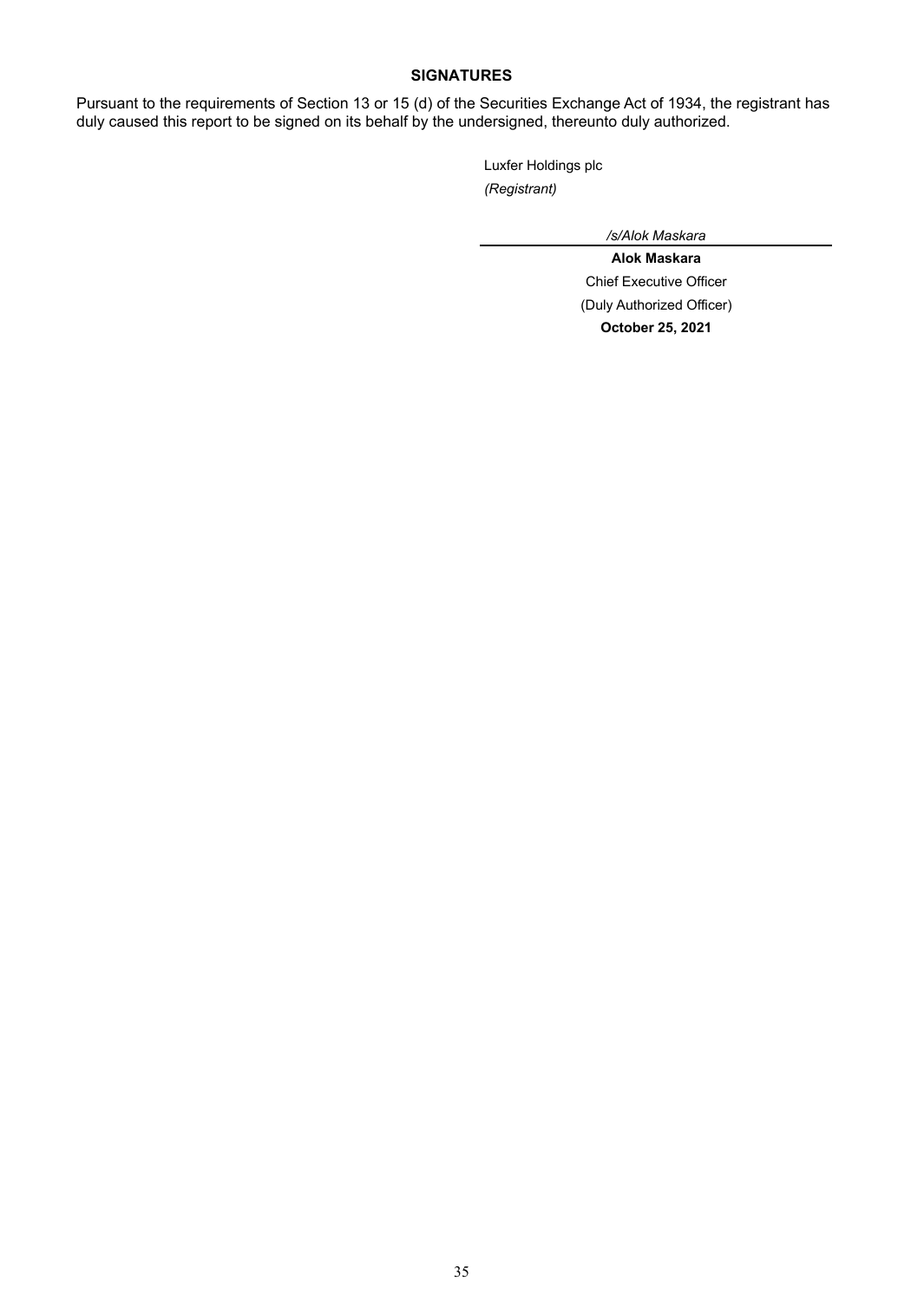## SIGNATURES

Pursuant to the requirements of Section 13 or 15 (d) of the Securities Exchange Act of 1934, the registrant has duly caused this report to be signed on its behalf by the undersigned, thereunto duly authorized.

Luxfer Holdings plc

*(Registrant)*

*/s/Alok Maskara*

**Alok Maskara**

Chief Executive Officer

(Duly Authorized Officer)

**October 25, 2021**